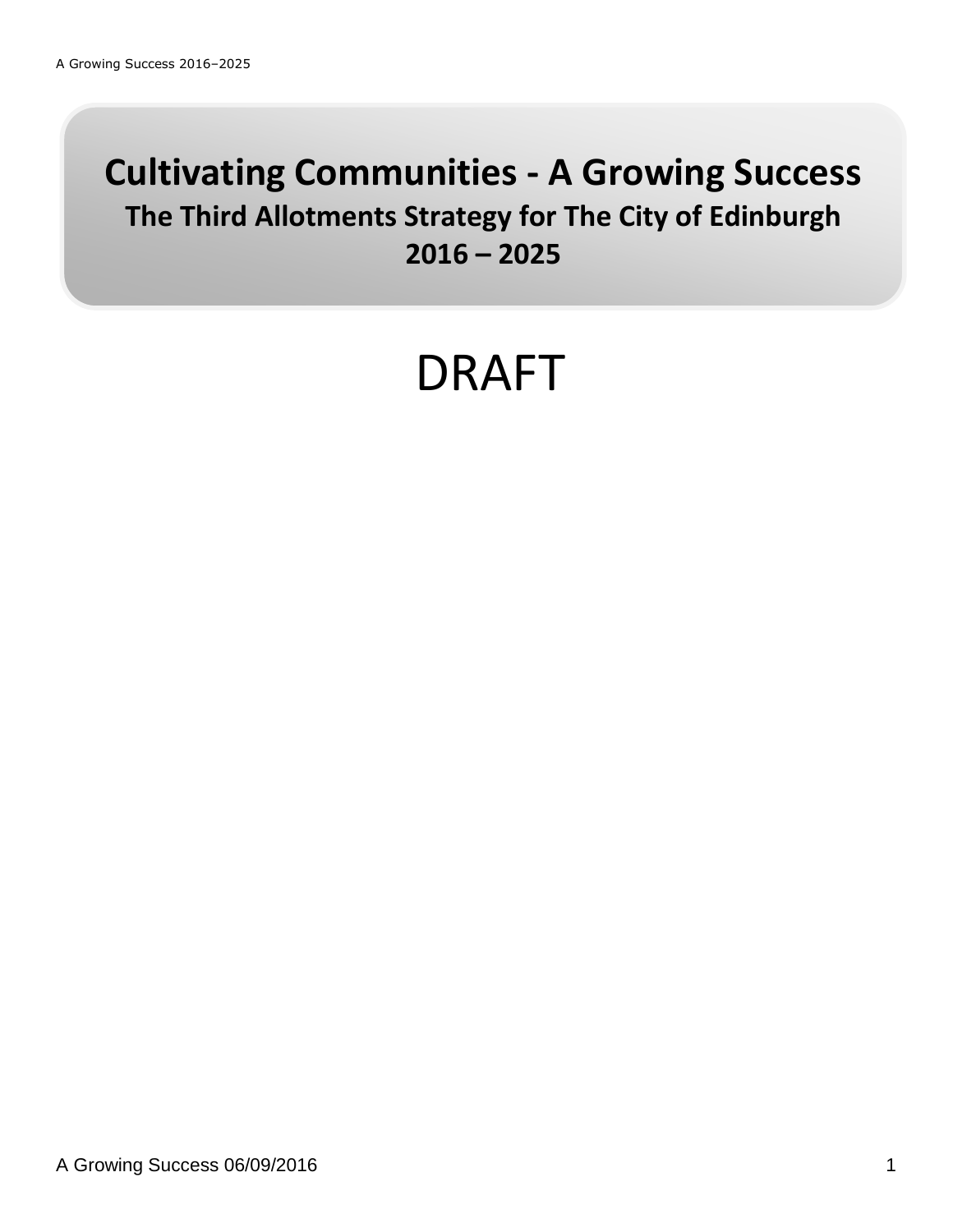# Cultivating Communities - A Growing Success

## The Third Allotments Strategy for The City of Edinburgh 2016 – 2025

DRAFT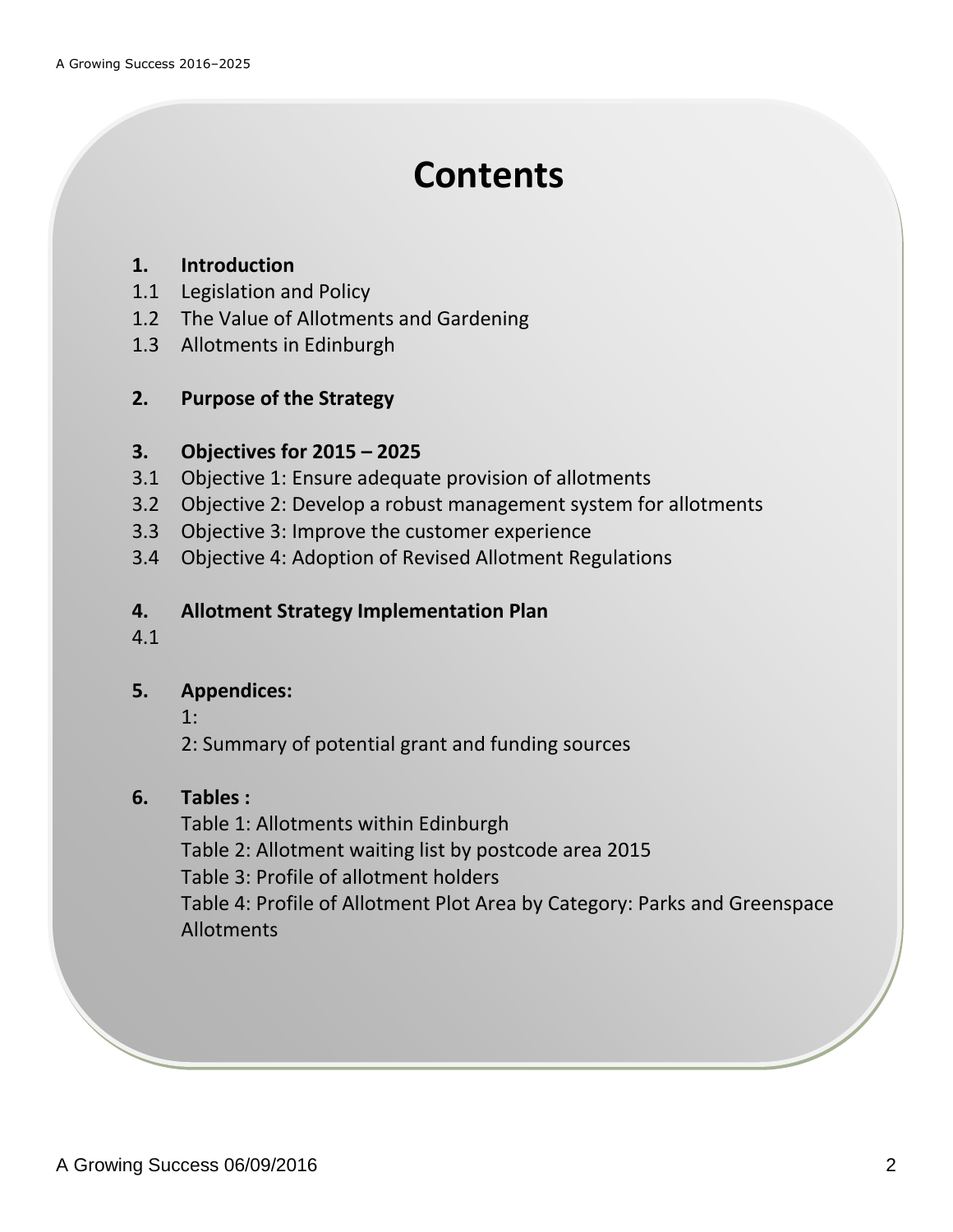# Contents

**1. Introduction**

1.1 Legislation and Policy

1.2 The Value of Allotments and Gardening

1.3 Allotments in Edinburgh

**2. Purpose of the Strategy**

**3. Objectives for 2015 – 2025**

3.1 Objective 1: Ensure adequate provision of allotments

3.2 Objective 2: Develop a robust management system for allotments

3.3 Objective 3: Improve the customer experience

3.4 Objective 4: Adoption of Revised Allotment Regulations

**4. Allotment Strategy Implementation Plan**

4.1

**5. Appendices:**

1:

2: Summary of potential grant and funding sources

**6. Tables :**

Table 1: Allotments within Edinburgh

Table 2: Allotment waiting list by postcode area 2015

Table 3: Profile of allotment holders

Table 4: Profile of Allotment Plot Area by Category: Parks and Greenspace Allotments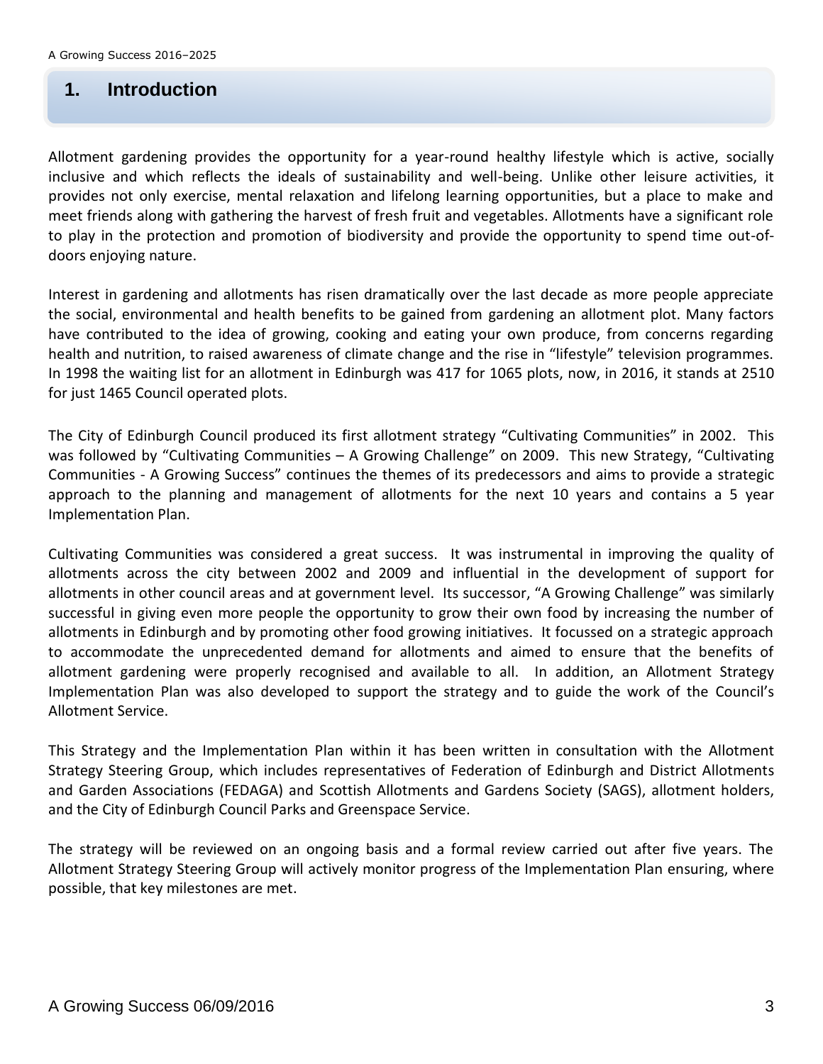# 1. Introduction

Allotment gardening provides the opportunity for a year-round healthy lifestyle which is active, socially inclusive and which reflects the ideals of sustainability and well-being. Unlike other leisure activities, it provides not only exercise, mental relaxation and lifelong learning opportunities, but a place to make and meet friends along with gathering the harvest of fresh fruit and vegetables. Allotments have a significant role to play in the protection and promotion of biodiversity and provide the opportunity to spend time out-of-doors enjoying nature.

Interest in gardening and allotments has risen dramatically over the last decade as more people appreciate the social, environmental and health benefits to be gained from gardening an allotment plot. Many factors have contributed to the idea of growing, cooking and eating your own produce, from concerns regarding health and nutrition, to raised awareness of climate change and the rise in "lifestyle" television programmes. In 1998 the waiting list for an allotment in Edinburgh was 417 for 1065 plots, now, in 2016, it stands at 2510 for just 1465 Council operated plots.

The City of Edinburgh Council produced its first allotment strategy "Cultivating Communities" in 2002. This was followed by "Cultivating Communities – A Growing Challenge" on 2009. This new Strategy, "Cultivating Communities - A Growing Success" continues the themes of its predecessors and aims to provide a strategic approach to the planning and management of allotments for the next 10 years and contains a 5 year Implementation Plan.

Cultivating Communities was considered a great success. It was instrumental in improving the quality of allotments across the city between 2002 and 2009 and influential in the development of support for allotments in other council areas and at government level. Its successor, "A Growing Challenge" was similarly successful in giving even more people the opportunity to grow their own food by increasing the number of allotments in Edinburgh and by promoting other food growing initiatives. It focussed on a strategic approach to accommodate the unprecedented demand for allotments and aimed to ensure that the benefits of allotment gardening were properly recognised and available to all. In addition, an Allotment Strategy Implementation Plan was also developed to support the strategy and to guide the work of the Council's Allotment Service.

This Strategy and the Implementation Plan within it has been written in consultation with the Allotment Strategy Steering Group, which includes representatives of Federation of Edinburgh and District Allotments and Garden Associations (FEDAGA) and Scottish Allotments and Gardens Society (SAGS), allotment holders, and the City of Edinburgh Council Parks and Greenspace Service.

The strategy will be reviewed on an ongoing basis and a formal review carried out after five years. The Allotment Strategy Steering Group will actively monitor progress of the Implementation Plan ensuring, where possible, that key milestones are met.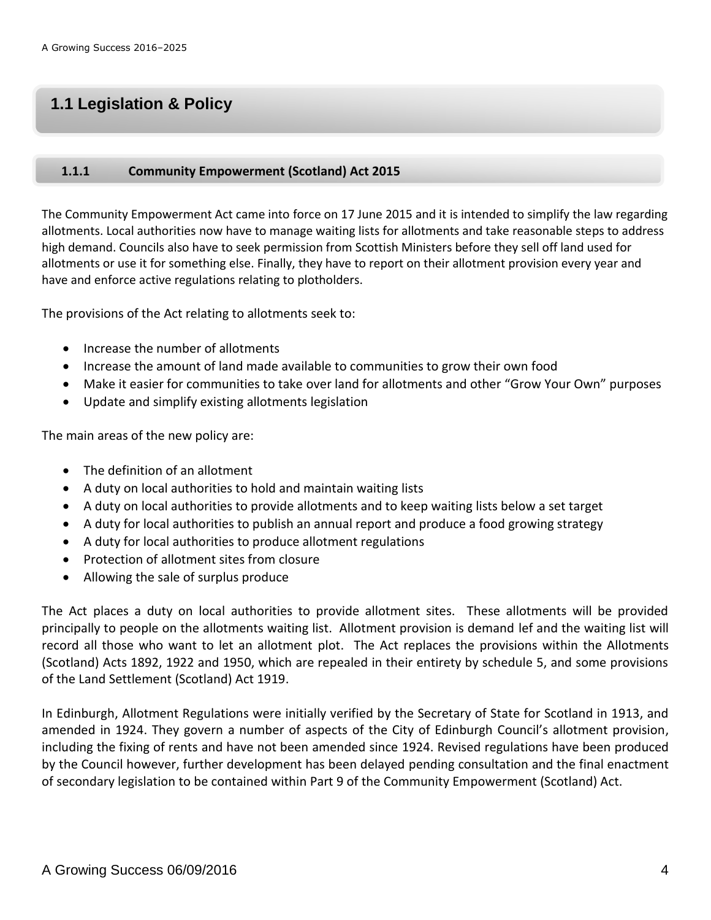## 1.1 Legislation & Policy

### 1.1.1 Community Empowerment (Scotland) Act 2015

The Community Empowerment Act came into force on 17 June 2015 and it is intended to simplify the law regarding allotments. Local authorities now have to manage waiting lists for allotments and take reasonable steps to address high demand. Councils also have to seek permission from Scottish Ministers before they sell off land used for allotments or use it for something else. Finally, they have to report on their allotment provision every year and have and enforce active regulations relating to plotholders.

The provisions of the Act relating to allotments seek to:

- Increase the number of allotments
- Increase the amount of land made available to communities to grow their own food
- Make it easier for communities to take over land for allotments and other "Grow Your Own" purposes
- Update and simplify existing allotments legislation

The main areas of the new policy are:

- The definition of an allotment
- A duty on local authorities to hold and maintain waiting lists
- A duty on local authorities to provide allotments and to keep waiting lists below a set target
- A duty for local authorities to publish an annual report and produce a food growing strategy
- A duty for local authorities to produce allotment regulations
- Protection of allotment sites from closure
- Allowing the sale of surplus produce

The Act places a duty on local authorities to provide allotment sites. These allotments will be provided principally to people on the allotments waiting list. Allotment provision is demand lef and the waiting list will record all those who want to let an allotment plot. The Act replaces the provisions within the Allotments (Scotland) Acts 1892, 1922 and 1950, which are repealed in their entirety by schedule 5, and some provisions of the Land Settlement (Scotland) Act 1919.

In Edinburgh, Allotment Regulations were initially verified by the Secretary of State for Scotland in 1913, and amended in 1924. They govern a number of aspects of the City of Edinburgh Council's allotment provision, including the fixing of rents and have not been amended since 1924. Revised regulations have been produced by the Council however, further development has been delayed pending consultation and the final enactment of secondary legislation to be contained within Part 9 of the Community Empowerment (Scotland) Act.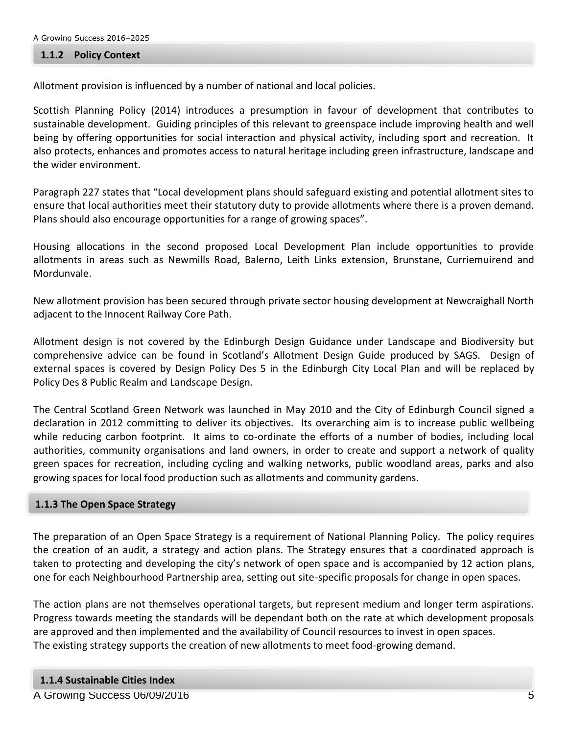### 1.1.2 Policy Context

Allotment provision is influenced by a number of national and local policies.

Scottish Planning Policy (2014) introduces a presumption in favour of development that contributes to sustainable development. Guiding principles of this relevant to greenspace include improving health and well being by offering opportunities for social interaction and physical activity, including sport and recreation. It also protects, enhances and promotes access to natural heritage including green infrastructure, landscape and the wider environment.

Paragraph 227 states that "Local development plans should safeguard existing and potential allotment sites to ensure that local authorities meet their statutory duty to provide allotments where there is a proven demand. Plans should also encourage opportunities for a range of growing spaces".

Housing allocations in the second proposed Local Development Plan include opportunities to provide allotments in areas such as Newmills Road, Balerno, Leith Links extension, Brunstane, Curriemuirend and Mordunvale.

New allotment provision has been secured through private sector housing development at Newcraighall North adjacent to the Innocent Railway Core Path.

Allotment design is not covered by the Edinburgh Design Guidance under Landscape and Biodiversity but comprehensive advice can be found in Scotland's Allotment Design Guide produced by SAGS. Design of external spaces is covered by Design Policy Des 5 in the Edinburgh City Local Plan and will be replaced by Policy Des 8 Public Realm and Landscape Design.

The Central Scotland Green Network was launched in May 2010 and the City of Edinburgh Council signed a declaration in 2012 committing to deliver its objectives. Its overarching aim is to increase public wellbeing while reducing carbon footprint. It aims to co-ordinate the efforts of a number of bodies, including local authorities, community organisations and land owners, in order to create and support a network of quality green spaces for recreation, including cycling and walking networks, public woodland areas, parks and also growing spaces for local food production such as allotments and community gardens.

### 1.1.3 The Open Space Strategy

The preparation of an Open Space Strategy is a requirement of National Planning Policy. The policy requires the creation of an audit, a strategy and action plans. The Strategy ensures that a coordinated approach is taken to protecting and developing the city's network of open space and is accompanied by 12 action plans, one for each Neighbourhood Partnership area, setting out site-specific proposals for change in open spaces.

The action plans are not themselves operational targets, but represent medium and longer term aspirations. Progress towards meeting the standards will be dependant both on the rate at which development proposals are approved and then implemented and the availability of Council resources to invest in open spaces.
The existing strategy supports the creation of new allotments to meet food-growing demand.

### 1.1.4 Sustainable Cities Index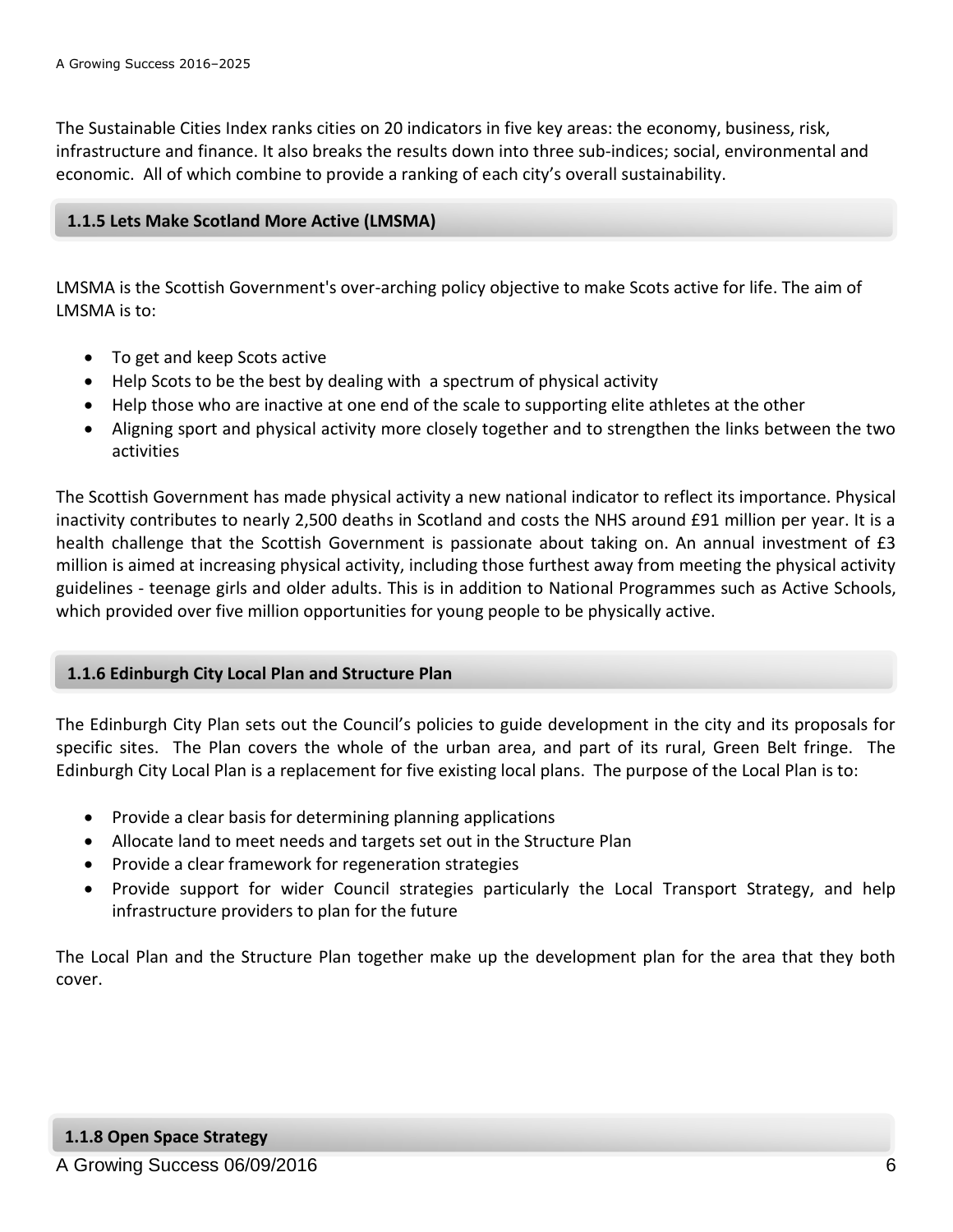The Sustainable Cities Index ranks cities on 20 indicators in five key areas: the economy, business, risk, infrastructure and finance. It also breaks the results down into three sub-indices; social, environmental and economic. All of which combine to provide a ranking of each city's overall sustainability.

### 1.1.5 Lets Make Scotland More Active (LMSMA)

LMSMA is the Scottish Government's over-arching policy objective to make Scots active for life. The aim of LMSMA is to:

- To get and keep Scots active
- Help Scots to be the best by dealing with a spectrum of physical activity
- Help those who are inactive at one end of the scale to supporting elite athletes at the other
- Aligning sport and physical activity more closely together and to strengthen the links between the two activities

The Scottish Government has made physical activity a new national indicator to reflect its importance. Physical inactivity contributes to nearly 2,500 deaths in Scotland and costs the NHS around £91 million per year. It is a health challenge that the Scottish Government is passionate about taking on. An annual investment of £3 million is aimed at increasing physical activity, including those furthest away from meeting the physical activity guidelines - teenage girls and older adults. This is in addition to National Programmes such as Active Schools, which provided over five million opportunities for young people to be physically active.

### 1.1.6 Edinburgh City Local Plan and Structure Plan

The Edinburgh City Plan sets out the Council's policies to guide development in the city and its proposals for specific sites. The Plan covers the whole of the urban area, and part of its rural, Green Belt fringe. The Edinburgh City Local Plan is a replacement for five existing local plans. The purpose of the Local Plan is to:

- Provide a clear basis for determining planning applications
- Allocate land to meet needs and targets set out in the Structure Plan
- Provide a clear framework for regeneration strategies
- Provide support for wider Council strategies particularly the Local Transport Strategy, and help infrastructure providers to plan for the future

The Local Plan and the Structure Plan together make up the development plan for the area that they both cover.

### 1.1.8 Open Space Strategy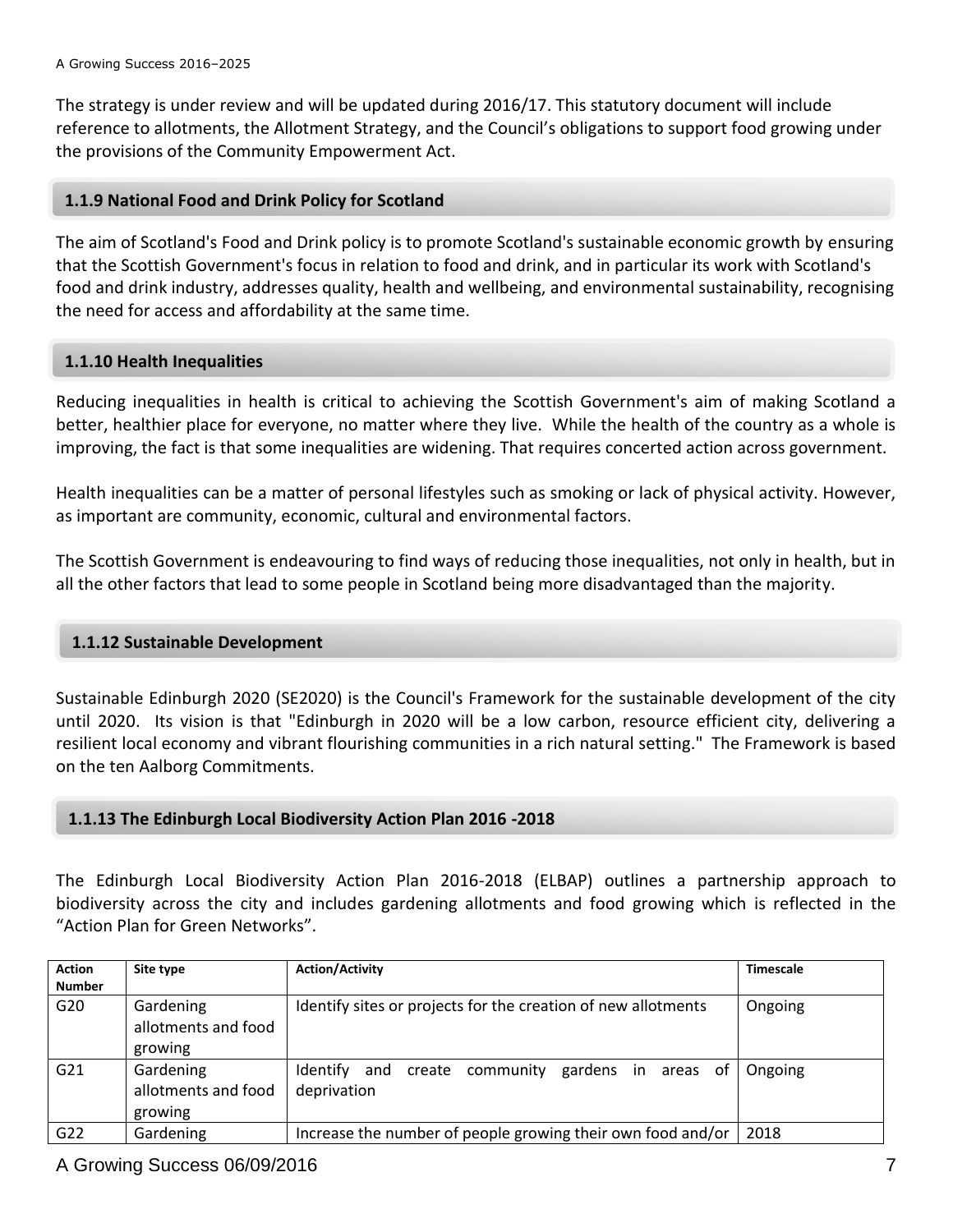The strategy is under review and will be updated during 2016/17. This statutory document will include reference to allotments, the Allotment Strategy, and the Council's obligations to support food growing under the provisions of the Community Empowerment Act.

### 1.1.9 National Food and Drink Policy for Scotland

The aim of Scotland's Food and Drink policy is to promote Scotland's sustainable economic growth by ensuring that the Scottish Government's focus in relation to food and drink, and in particular its work with Scotland's food and drink industry, addresses quality, health and wellbeing, and environmental sustainability, recognising the need for access and affordability at the same time.

### 1.1.10 Health Inequalities

Reducing inequalities in health is critical to achieving the Scottish Government's aim of making Scotland a better, healthier place for everyone, no matter where they live. While the health of the country as a whole is improving, the fact is that some inequalities are widening. That requires concerted action across government.

Health inequalities can be a matter of personal lifestyles such as smoking or lack of physical activity. However, as important are community, economic, cultural and environmental factors.

The Scottish Government is endeavouring to find ways of reducing those inequalities, not only in health, but in all the other factors that lead to some people in Scotland being more disadvantaged than the majority.

### 1.1.12 Sustainable Development

Sustainable Edinburgh 2020 (SE2020) is the Council's Framework for the sustainable development of the city until 2020. Its vision is that "Edinburgh in 2020 will be a low carbon, resource efficient city, delivering a resilient local economy and vibrant flourishing communities in a rich natural setting." The Framework is based on the ten Aalborg Commitments.

### 1.1.13 The Edinburgh Local Biodiversity Action Plan 2016 -2018

The Edinburgh Local Biodiversity Action Plan 2016-2018 (ELBAP) outlines a partnership approach to biodiversity across the city and includes gardening allotments and food growing which is reflected in the "Action Plan for Green Networks".

| Action Number | Site type | Action/Activity | Timescale |
|---|---|---|---|
| G20 | Gardening allotments and food growing | Identify sites or projects for the creation of new allotments | Ongoing |
| G21 | Gardening allotments and food growing | Identify and create community gardens in areas of deprivation | Ongoing |
| G22 | Gardening | Increase the number of people growing their own food and/or | 2018 |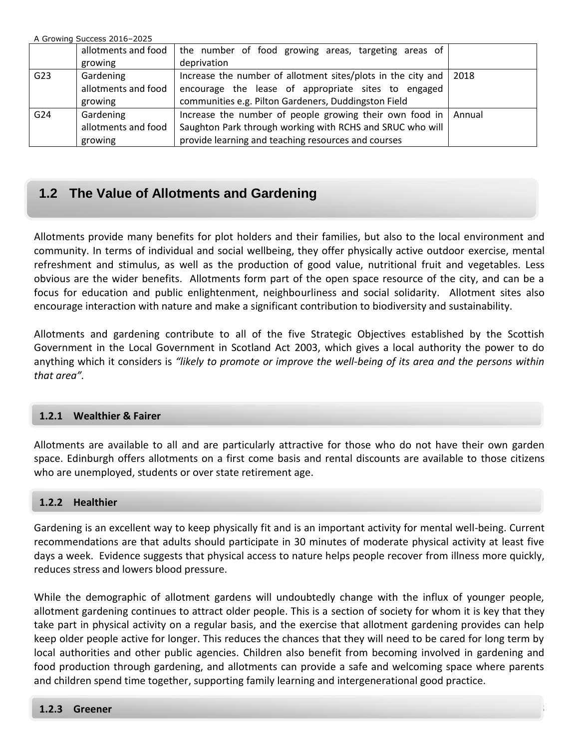|  | allotments and food growing | the number of food growing areas, targeting areas of deprivation |  |
|---|---|---|---|
| G23 | Gardening allotments and food growing | Increase the number of allotment sites/plots in the city and encourage the lease of appropriate sites to engaged communities e.g. Pilton Gardeners, Duddingston Field | 2018 |
| G24 | Gardening allotments and food growing | Increase the number of people growing their own food in Saughton Park through working with RCHS and SRUC who will provide learning and teaching resources and courses | Annual |

## 1.2 The Value of Allotments and Gardening

Allotments provide many benefits for plot holders and their families, but also to the local environment and community. In terms of individual and social wellbeing, they offer physically active outdoor exercise, mental refreshment and stimulus, as well as the production of good value, nutritional fruit and vegetables. Less obvious are the wider benefits. Allotments form part of the open space resource of the city, and can be a focus for education and public enlightenment, neighbourliness and social solidarity. Allotment sites also encourage interaction with nature and make a significant contribution to biodiversity and sustainability.

Allotments and gardening contribute to all of the five Strategic Objectives established by the Scottish Government in the Local Government in Scotland Act 2003, which gives a local authority the power to do anything which it considers is *"likely to promote or improve the well-being of its area and the persons within that area".*

### 1.2.1 Wealthier & Fairer

Allotments are available to all and are particularly attractive for those who do not have their own garden space. Edinburgh offers allotments on a first come basis and rental discounts are available to those citizens who are unemployed, students or over state retirement age.

### 1.2.2 Healthier

Gardening is an excellent way to keep physically fit and is an important activity for mental well-being. Current recommendations are that adults should participate in 30 minutes of moderate physical activity at least five days a week. Evidence suggests that physical access to nature helps people recover from illness more quickly, reduces stress and lowers blood pressure.

While the demographic of allotment gardens will undoubtedly change with the influx of younger people, allotment gardening continues to attract older people. This is a section of society for whom it is key that they take part in physical activity on a regular basis, and the exercise that allotment gardening provides can help keep older people active for longer. This reduces the chances that they will need to be cared for long term by local authorities and other public agencies. Children also benefit from becoming involved in gardening and food production through gardening, and allotments can provide a safe and welcoming space where parents and children spend time together, supporting family learning and intergenerational good practice.

### 1.2.3 Greener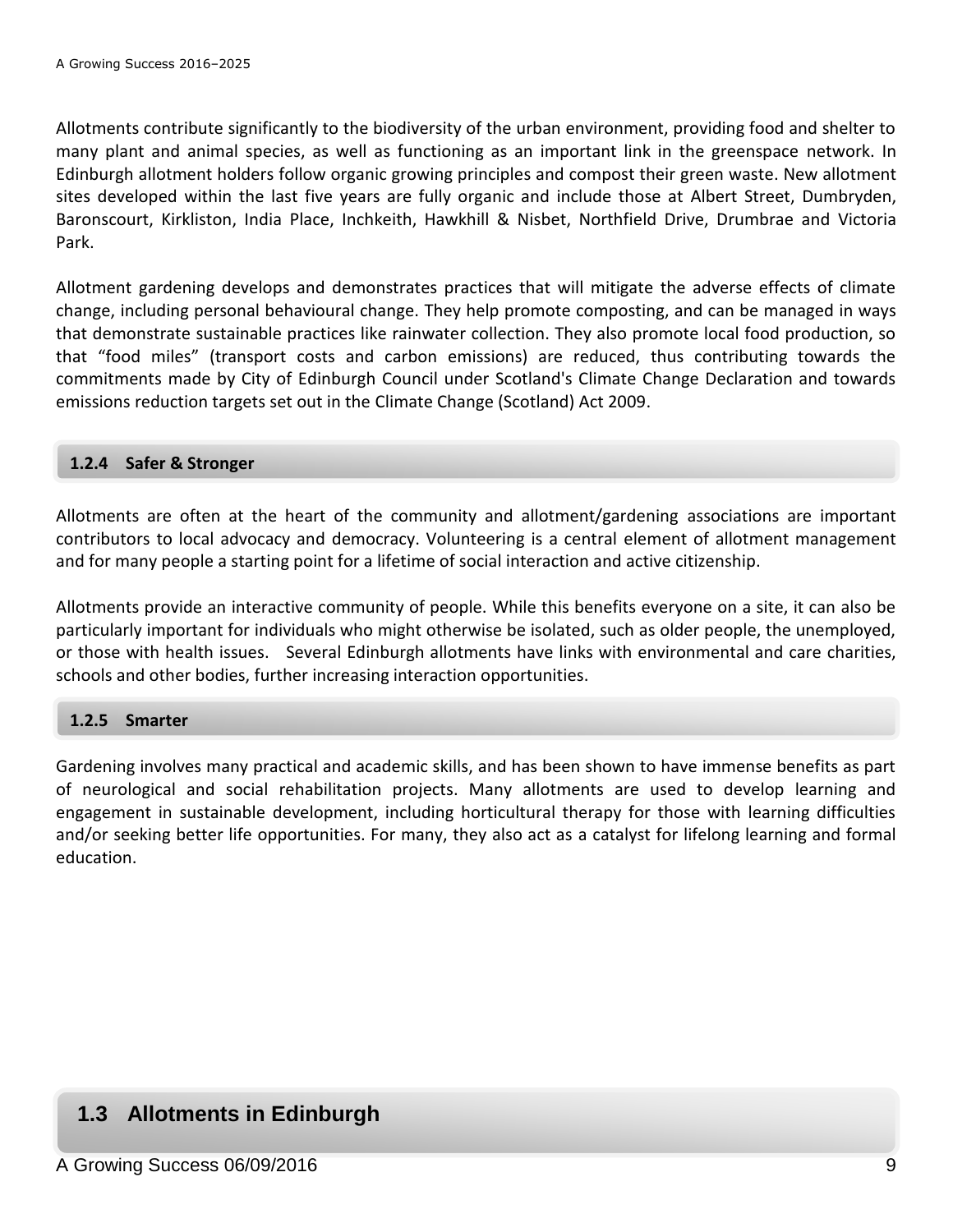Allotments contribute significantly to the biodiversity of the urban environment, providing food and shelter to many plant and animal species, as well as functioning as an important link in the greenspace network. In Edinburgh allotment holders follow organic growing principles and compost their green waste. New allotment sites developed within the last five years are fully organic and include those at Albert Street, Dumbryden, Baronscourt, Kirkliston, India Place, Inchkeith, Hawkhill & Nisbet, Northfield Drive, Drumbrae and Victoria Park.

Allotment gardening develops and demonstrates practices that will mitigate the adverse effects of climate change, including personal behavioural change. They help promote composting, and can be managed in ways that demonstrate sustainable practices like rainwater collection. They also promote local food production, so that "food miles" (transport costs and carbon emissions) are reduced, thus contributing towards the commitments made by City of Edinburgh Council under Scotland's Climate Change Declaration and towards emissions reduction targets set out in the Climate Change (Scotland) Act 2009.

### 1.2.4 Safer & Stronger

Allotments are often at the heart of the community and allotment/gardening associations are important contributors to local advocacy and democracy. Volunteering is a central element of allotment management and for many people a starting point for a lifetime of social interaction and active citizenship.

Allotments provide an interactive community of people. While this benefits everyone on a site, it can also be particularly important for individuals who might otherwise be isolated, such as older people, the unemployed, or those with health issues. Several Edinburgh allotments have links with environmental and care charities, schools and other bodies, further increasing interaction opportunities.

### 1.2.5 Smarter

Gardening involves many practical and academic skills, and has been shown to have immense benefits as part of neurological and social rehabilitation projects. Many allotments are used to develop learning and engagement in sustainable development, including horticultural therapy for those with learning difficulties and/or seeking better life opportunities. For many, they also act as a catalyst for lifelong learning and formal education.

## 1.3 Allotments in Edinburgh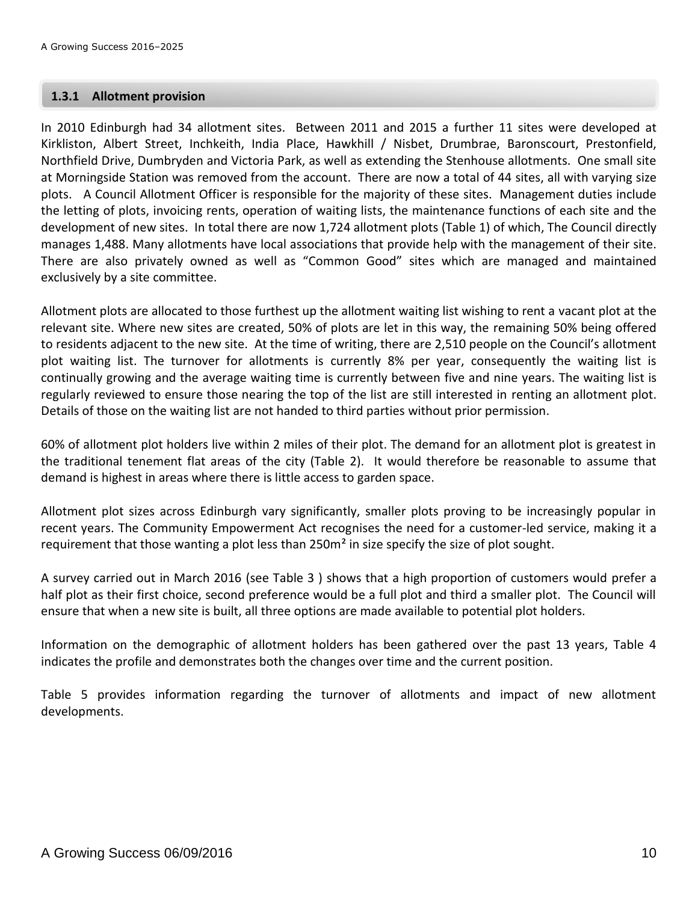### 1.3.1 Allotment provision

In 2010 Edinburgh had 34 allotment sites. Between 2011 and 2015 a further 11 sites were developed at Kirkliston, Albert Street, Inchkeith, India Place, Hawkhill / Nisbet, Drumbrae, Baronscourt, Prestonfield, Northfield Drive, Dumbryden and Victoria Park, as well as extending the Stenhouse allotments. One small site at Morningside Station was removed from the account. There are now a total of 44 sites, all with varying size plots. A Council Allotment Officer is responsible for the majority of these sites. Management duties include the letting of plots, invoicing rents, operation of waiting lists, the maintenance functions of each site and the development of new sites. In total there are now 1,724 allotment plots (Table 1) of which, The Council directly manages 1,488. Many allotments have local associations that provide help with the management of their site. There are also privately owned as well as "Common Good" sites which are managed and maintained exclusively by a site committee.

Allotment plots are allocated to those furthest up the allotment waiting list wishing to rent a vacant plot at the relevant site. Where new sites are created, 50% of plots are let in this way, the remaining 50% being offered to residents adjacent to the new site. At the time of writing, there are 2,510 people on the Council's allotment plot waiting list. The turnover for allotments is currently 8% per year, consequently the waiting list is continually growing and the average waiting time is currently between five and nine years. The waiting list is regularly reviewed to ensure those nearing the top of the list are still interested in renting an allotment plot. Details of those on the waiting list are not handed to third parties without prior permission.

60% of allotment plot holders live within 2 miles of their plot. The demand for an allotment plot is greatest in the traditional tenement flat areas of the city (Table 2). It would therefore be reasonable to assume that demand is highest in areas where there is little access to garden space.

Allotment plot sizes across Edinburgh vary significantly, smaller plots proving to be increasingly popular in recent years. The Community Empowerment Act recognises the need for a customer-led service, making it a requirement that those wanting a plot less than 250m² in size specify the size of plot sought.

A survey carried out in March 2016 (see Table 3 ) shows that a high proportion of customers would prefer a half plot as their first choice, second preference would be a full plot and third a smaller plot. The Council will ensure that when a new site is built, all three options are made available to potential plot holders.

Information on the demographic of allotment holders has been gathered over the past 13 years, Table 4 indicates the profile and demonstrates both the changes over time and the current position.

Table 5 provides information regarding the turnover of allotments and impact of new allotment developments.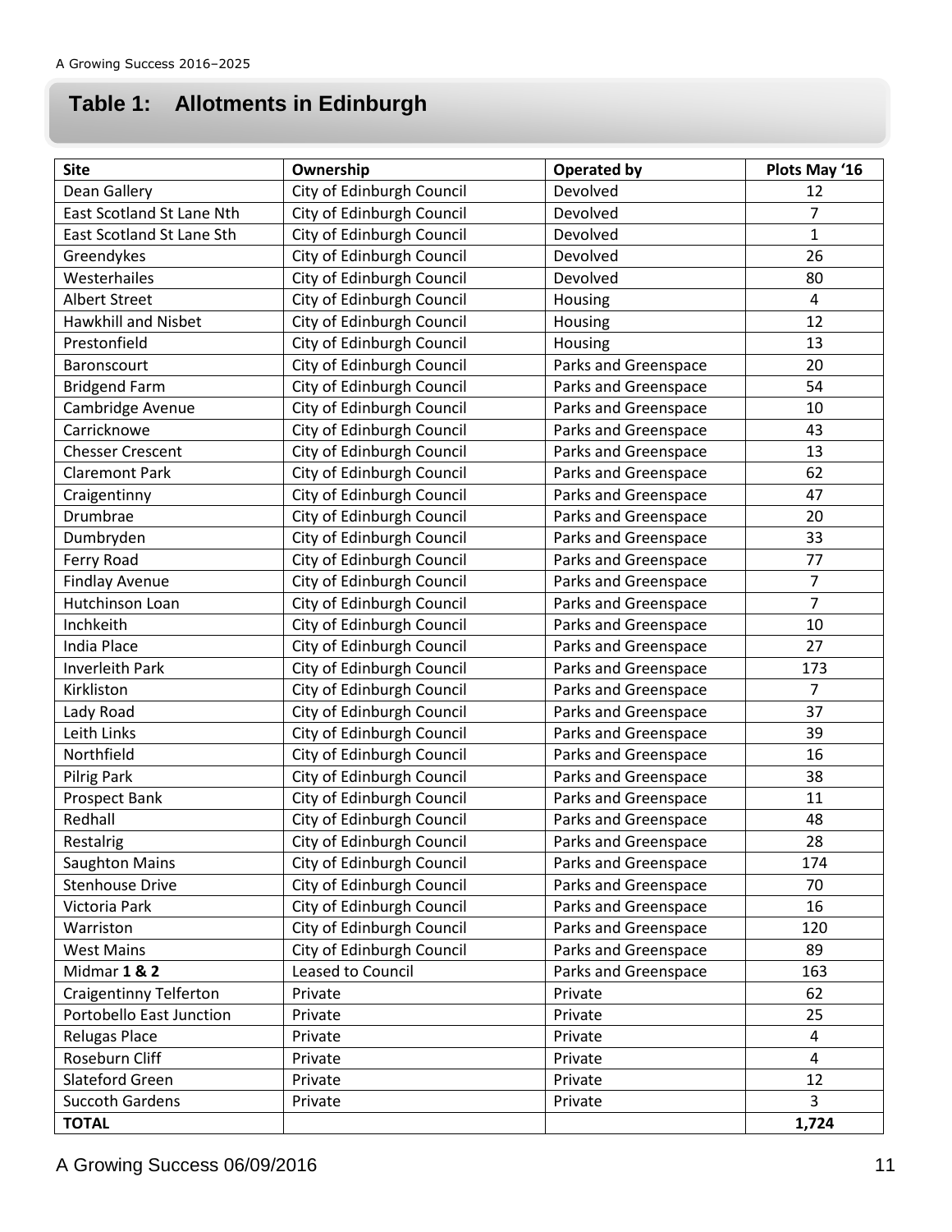## Table 1: Allotments in Edinburgh

| Site | Ownership | Operated by | Plots May '16 |
|---|---|---|---|
| Dean Gallery | City of Edinburgh Council | Devolved | 12 |
| East Scotland St Lane Nth | City of Edinburgh Council | Devolved | 7 |
| East Scotland St Lane Sth | City of Edinburgh Council | Devolved | 1 |
| Greendykes | City of Edinburgh Council | Devolved | 26 |
| Westerhailes | City of Edinburgh Council | Devolved | 80 |
| Albert Street | City of Edinburgh Council | Housing | 4 |
| Hawkhill and Nisbet | City of Edinburgh Council | Housing | 12 |
| Prestonfield | City of Edinburgh Council | Housing | 13 |
| Baronscourt | City of Edinburgh Council | Parks and Greenspace | 20 |
| Bridgend Farm | City of Edinburgh Council | Parks and Greenspace | 54 |
| Cambridge Avenue | City of Edinburgh Council | Parks and Greenspace | 10 |
| Carricknowe | City of Edinburgh Council | Parks and Greenspace | 43 |
| Chesser Crescent | City of Edinburgh Council | Parks and Greenspace | 13 |
| Claremont Park | City of Edinburgh Council | Parks and Greenspace | 62 |
| Craigentinny | City of Edinburgh Council | Parks and Greenspace | 47 |
| Drumbrae | City of Edinburgh Council | Parks and Greenspace | 20 |
| Dumbryden | City of Edinburgh Council | Parks and Greenspace | 33 |
| Ferry Road | City of Edinburgh Council | Parks and Greenspace | 77 |
| Findlay Avenue | City of Edinburgh Council | Parks and Greenspace | 7 |
| Hutchinson Loan | City of Edinburgh Council | Parks and Greenspace | 7 |
| Inchkeith | City of Edinburgh Council | Parks and Greenspace | 10 |
| India Place | City of Edinburgh Council | Parks and Greenspace | 27 |
| Inverleith Park | City of Edinburgh Council | Parks and Greenspace | 173 |
| Kirkliston | City of Edinburgh Council | Parks and Greenspace | 7 |
| Lady Road | City of Edinburgh Council | Parks and Greenspace | 37 |
| Leith Links | City of Edinburgh Council | Parks and Greenspace | 39 |
| Northfield | City of Edinburgh Council | Parks and Greenspace | 16 |
| Pilrig Park | City of Edinburgh Council | Parks and Greenspace | 38 |
| Prospect Bank | City of Edinburgh Council | Parks and Greenspace | 11 |
| Redhall | City of Edinburgh Council | Parks and Greenspace | 48 |
| Restalrig | City of Edinburgh Council | Parks and Greenspace | 28 |
| Saughton Mains | City of Edinburgh Council | Parks and Greenspace | 174 |
| Stenhouse Drive | City of Edinburgh Council | Parks and Greenspace | 70 |
| Victoria Park | City of Edinburgh Council | Parks and Greenspace | 16 |
| Warriston | City of Edinburgh Council | Parks and Greenspace | 120 |
| West Mains | City of Edinburgh Council | Parks and Greenspace | 89 |
| Midmar **1 & 2** | Leased to Council | Parks and Greenspace | 163 |
| Craigentinny Telferton | Private | Private | 62 |
| Portobello East Junction | Private | Private | 25 |
| Relugas Place | Private | Private | 4 |
| Roseburn Cliff | Private | Private | 4 |
| Slateford Green | Private | Private | 12 |
| Succoth Gardens | Private | Private | 3 |
| **TOTAL** | | | **1,724** |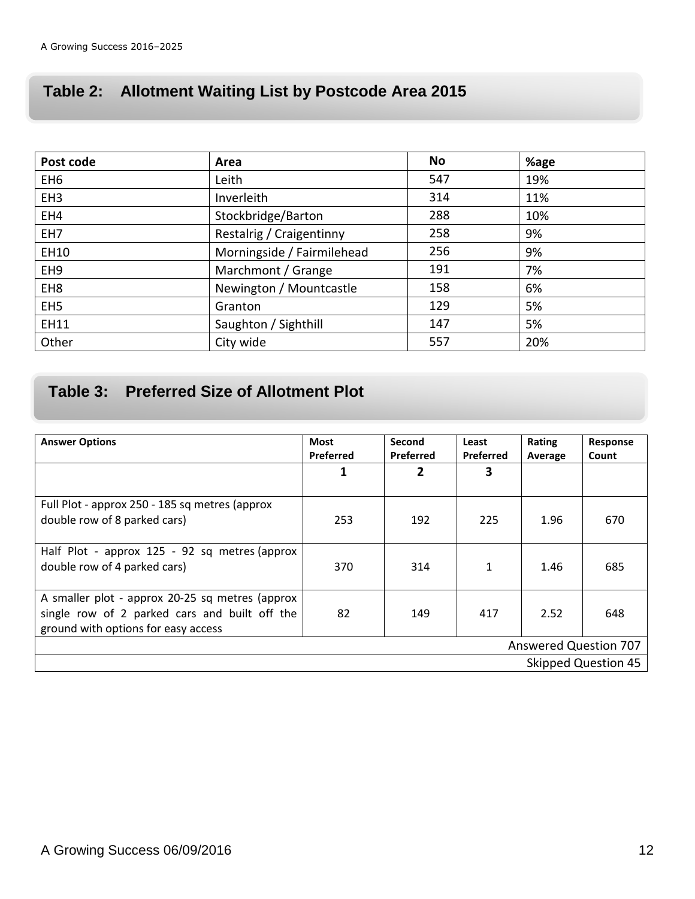## Table 2: Allotment Waiting List by Postcode Area 2015

| Post code | Area | No | %age |
|---|---|---|---|
| EH6 | Leith | 547 | 19% |
| EH3 | Inverleith | 314 | 11% |
| EH4 | Stockbridge/Barton | 288 | 10% |
| EH7 | Restalrig / Craigentinny | 258 | 9% |
| EH10 | Morningside / Fairmilehead | 256 | 9% |
| EH9 | Marchmont / Grange | 191 | 7% |
| EH8 | Newington / Mountcastle | 158 | 6% |
| EH5 | Granton | 129 | 5% |
| EH11 | Saughton / Sighthill | 147 | 5% |
| Other | City wide | 557 | 20% |

## Table 3: Preferred Size of Allotment Plot

| Answer Options | Most Preferred | Second Preferred | Least Preferred | Rating Average | Response Count |
|---|---|---|---|---|---|
| | **1** | **2** | **3** | | |
| Full Plot - approx 250 - 185 sq metres (approx double row of 8 parked cars) | 253 | 192 | 225 | 1.96 | 670 |
| Half Plot - approx 125 - 92 sq metres (approx double row of 4 parked cars) | 370 | 314 | 1 | 1.46 | 685 |
| A smaller plot - approx 20-25 sq metres (approx single row of 2 parked cars and built off the ground with options for easy access | 82 | 149 | 417 | 2.52 | 648 |
| Answered Question 707 | | | | | |
| Skipped Question 45 | | | | | |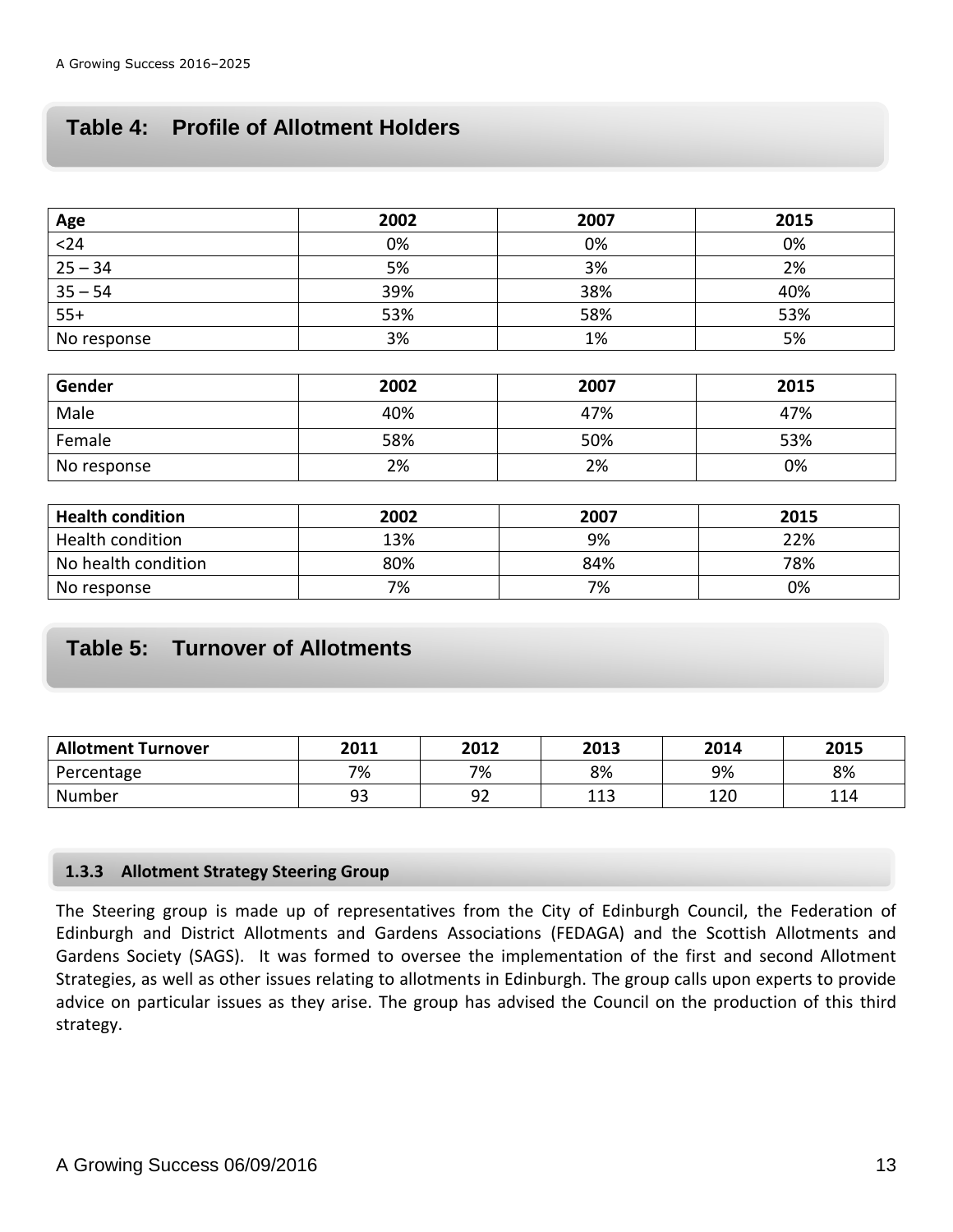## Table 4: Profile of Allotment Holders

| Age | 2002 | 2007 | 2015 |
|---|---|---|---|
| <24 | 0% | 0% | 0% |
| 25 – 34 | 5% | 3% | 2% |
| 35 – 54 | 39% | 38% | 40% |
| 55+ | 53% | 58% | 53% |
| No response | 3% | 1% | 5% |

| Gender | 2002 | 2007 | 2015 |
|---|---|---|---|
| Male | 40% | 47% | 47% |
| Female | 58% | 50% | 53% |
| No response | 2% | 2% | 0% |

| Health condition | 2002 | 2007 | 2015 |
|---|---|---|---|
| Health condition | 13% | 9% | 22% |
| No health condition | 80% | 84% | 78% |
| No response | 7% | 7% | 0% |

## Table 5: Turnover of Allotments

| Allotment Turnover | 2011 | 2012 | 2013 | 2014 | 2015 |
|---|---|---|---|---|---|
| Percentage | 7% | 7% | 8% | 9% | 8% |
| Number | 93 | 92 | 113 | 120 | 114 |

### 1.3.3 Allotment Strategy Steering Group

The Steering group is made up of representatives from the City of Edinburgh Council, the Federation of Edinburgh and District Allotments and Gardens Associations (FEDAGA) and the Scottish Allotments and Gardens Society (SAGS). It was formed to oversee the implementation of the first and second Allotment Strategies, as well as other issues relating to allotments in Edinburgh. The group calls upon experts to provide advice on particular issues as they arise. The group has advised the Council on the production of this third strategy.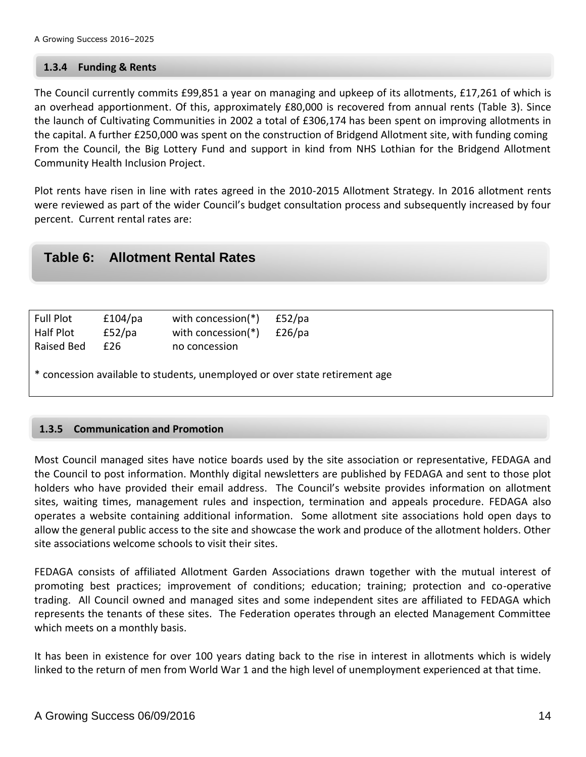### 1.3.4 Funding & Rents

The Council currently commits £99,851 a year on managing and upkeep of its allotments, £17,261 of which is an overhead apportionment. Of this, approximately £80,000 is recovered from annual rents (Table 3). Since the launch of Cultivating Communities in 2002 a total of £306,174 has been spent on improving allotments in the capital. A further £250,000 was spent on the construction of Bridgend Allotment site, with funding coming From the Council, the Big Lottery Fund and support in kind from NHS Lothian for the Bridgend Allotment Community Health Inclusion Project.

Plot rents have risen in line with rates agreed in the 2010-2015 Allotment Strategy. In 2016 allotment rents were reviewed as part of the wider Council's budget consultation process and subsequently increased by four percent. Current rental rates are:

## Table 6: Allotment Rental Rates

| | | | |
|---|---|---|---|
| Full Plot | £104/pa | with concession(*) | £52/pa |
| Half Plot | £52/pa | with concession(*) | £26/pa |
| Raised Bed | £26 | no concession | |

* concession available to students, unemployed or over state retirement age

### 1.3.5 Communication and Promotion

Most Council managed sites have notice boards used by the site association or representative, FEDAGA and the Council to post information. Monthly digital newsletters are published by FEDAGA and sent to those plot holders who have provided their email address. The Council's website provides information on allotment sites, waiting times, management rules and inspection, termination and appeals procedure. FEDAGA also operates a website containing additional information. Some allotment site associations hold open days to allow the general public access to the site and showcase the work and produce of the allotment holders. Other site associations welcome schools to visit their sites.

FEDAGA consists of affiliated Allotment Garden Associations drawn together with the mutual interest of promoting best practices; improvement of conditions; education; training; protection and co-operative trading. All Council owned and managed sites and some independent sites are affiliated to FEDAGA which represents the tenants of these sites. The Federation operates through an elected Management Committee which meets on a monthly basis.

It has been in existence for over 100 years dating back to the rise in interest in allotments which is widely linked to the return of men from World War 1 and the high level of unemployment experienced at that time.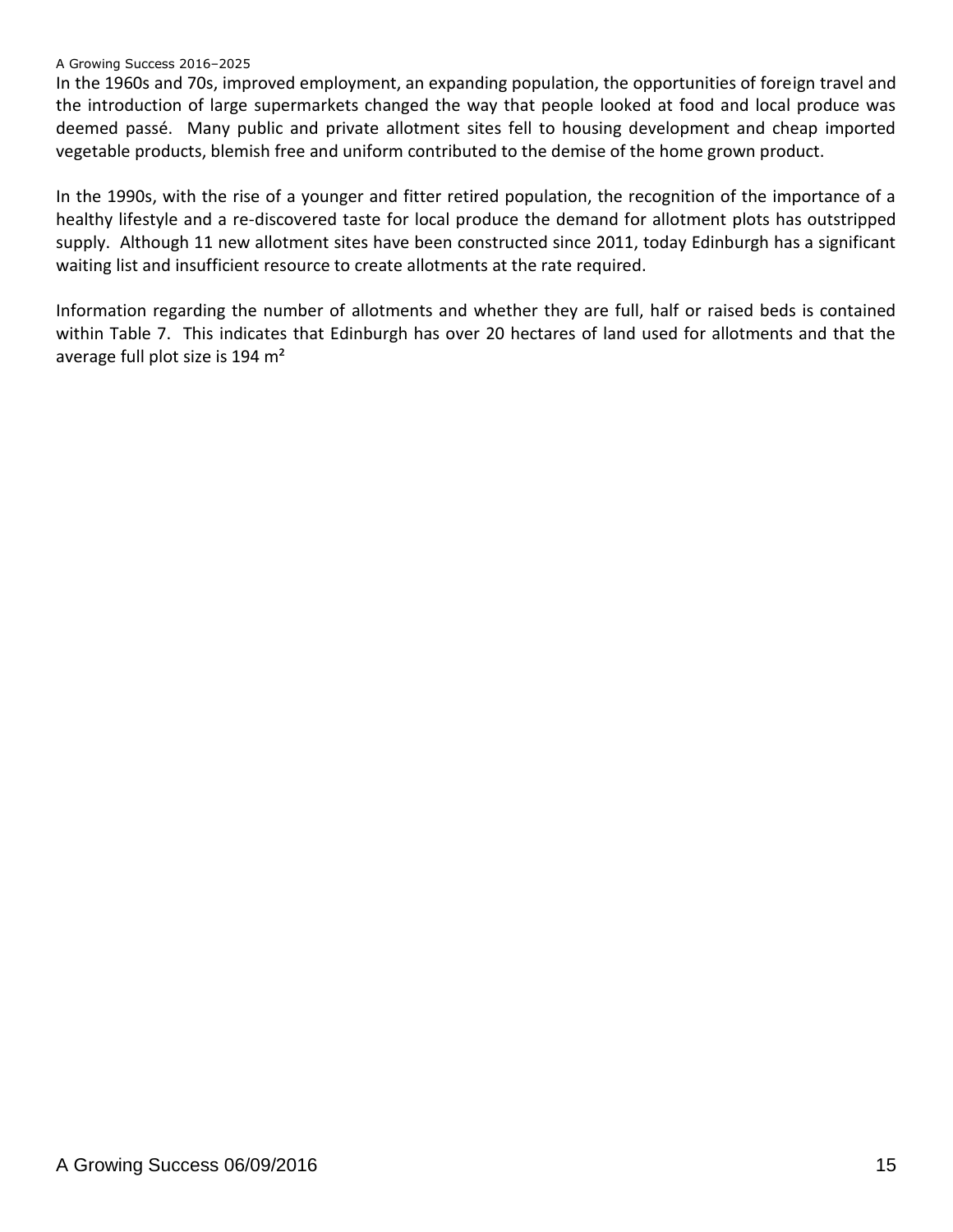In the 1960s and 70s, improved employment, an expanding population, the opportunities of foreign travel and the introduction of large supermarkets changed the way that people looked at food and local produce was deemed passé. Many public and private allotment sites fell to housing development and cheap imported vegetable products, blemish free and uniform contributed to the demise of the home grown product.

In the 1990s, with the rise of a younger and fitter retired population, the recognition of the importance of a healthy lifestyle and a re-discovered taste for local produce the demand for allotment plots has outstripped supply. Although 11 new allotment sites have been constructed since 2011, today Edinburgh has a significant waiting list and insufficient resource to create allotments at the rate required.

Information regarding the number of allotments and whether they are full, half or raised beds is contained within Table 7. This indicates that Edinburgh has over 20 hectares of land used for allotments and that the average full plot size is 194 $m^2$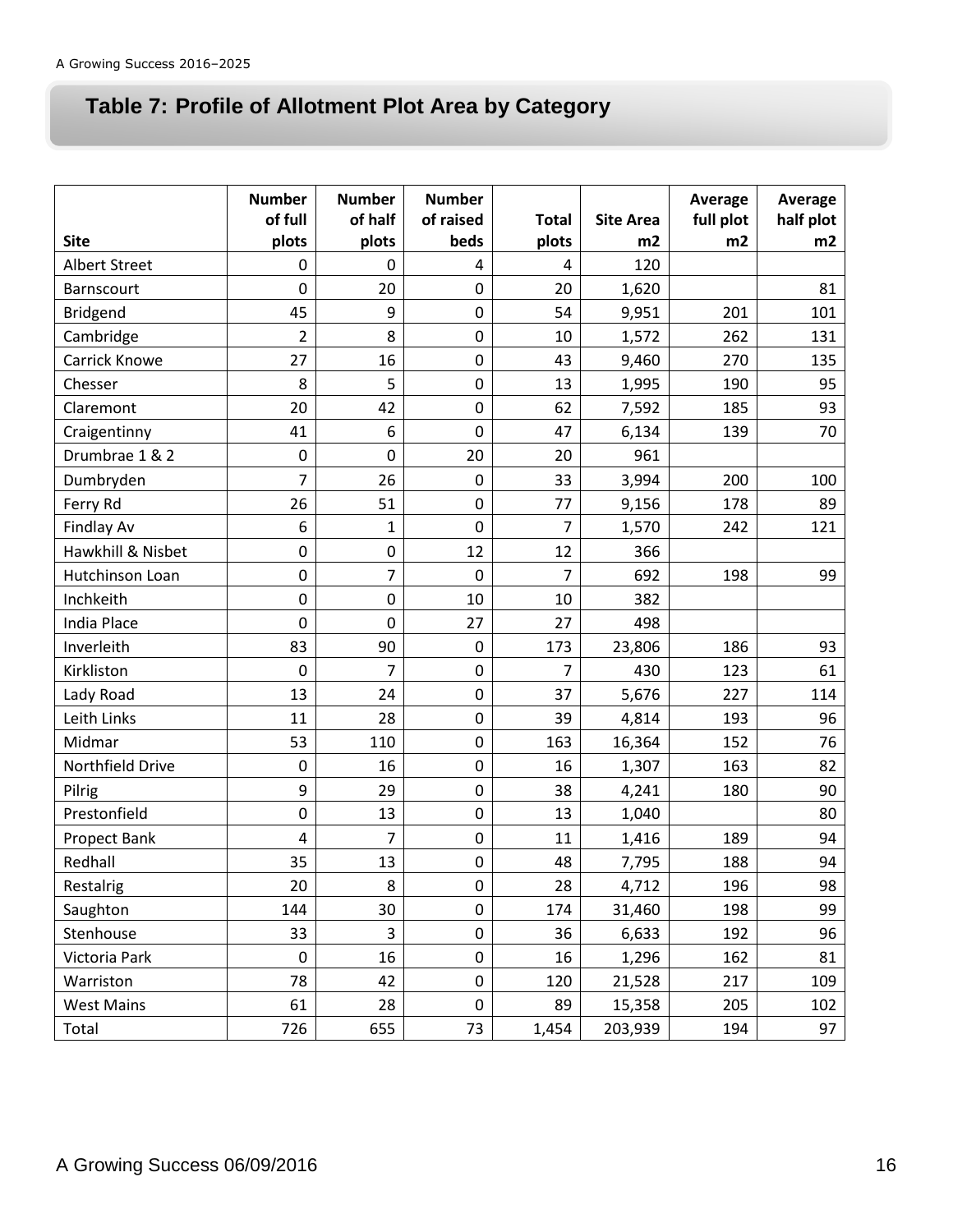## Table 7: Profile of Allotment Plot Area by Category

| Site | Number of full plots | Number of half plots | Number of raised beds | Total plots | Site Area m2 | Average full plot m2 | Average half plot m2 |
|---|---|---|---|---|---|---|---|
| Albert Street | 0 | 0 | 4 | 4 | 120 | | |
| Barnscourt | 0 | 20 | 0 | 20 | 1,620 | | 81 |
| Bridgend | 45 | 9 | 0 | 54 | 9,951 | 201 | 101 |
| Cambridge | 2 | 8 | 0 | 10 | 1,572 | 262 | 131 |
| Carrick Knowe | 27 | 16 | 0 | 43 | 9,460 | 270 | 135 |
| Chesser | 8 | 5 | 0 | 13 | 1,995 | 190 | 95 |
| Claremont | 20 | 42 | 0 | 62 | 7,592 | 185 | 93 |
| Craigentinny | 41 | 6 | 0 | 47 | 6,134 | 139 | 70 |
| Drumbrae 1 & 2 | 0 | 0 | 20 | 20 | 961 | | |
| Dumbryden | 7 | 26 | 0 | 33 | 3,994 | 200 | 100 |
| Ferry Rd | 26 | 51 | 0 | 77 | 9,156 | 178 | 89 |
| Findlay Av | 6 | 1 | 0 | 7 | 1,570 | 242 | 121 |
| Hawkhill & Nisbet | 0 | 0 | 12 | 12 | 366 | | |
| Hutchinson Loan | 0 | 7 | 0 | 7 | 692 | 198 | 99 |
| Inchkeith | 0 | 0 | 10 | 10 | 382 | | |
| India Place | 0 | 0 | 27 | 27 | 498 | | |
| Inverleith | 83 | 90 | 0 | 173 | 23,806 | 186 | 93 |
| Kirkliston | 0 | 7 | 0 | 7 | 430 | 123 | 61 |
| Lady Road | 13 | 24 | 0 | 37 | 5,676 | 227 | 114 |
| Leith Links | 11 | 28 | 0 | 39 | 4,814 | 193 | 96 |
| Midmar | 53 | 110 | 0 | 163 | 16,364 | 152 | 76 |
| Northfield Drive | 0 | 16 | 0 | 16 | 1,307 | 163 | 82 |
| Pilrig | 9 | 29 | 0 | 38 | 4,241 | 180 | 90 |
| Prestonfield | 0 | 13 | 0 | 13 | 1,040 | | 80 |
| Propect Bank | 4 | 7 | 0 | 11 | 1,416 | 189 | 94 |
| Redhall | 35 | 13 | 0 | 48 | 7,795 | 188 | 94 |
| Restalrig | 20 | 8 | 0 | 28 | 4,712 | 196 | 98 |
| Saughton | 144 | 30 | 0 | 174 | 31,460 | 198 | 99 |
| Stenhouse | 33 | 3 | 0 | 36 | 6,633 | 192 | 96 |
| Victoria Park | 0 | 16 | 0 | 16 | 1,296 | 162 | 81 |
| Warriston | 78 | 42 | 0 | 120 | 21,528 | 217 | 109 |
| West Mains | 61 | 28 | 0 | 89 | 15,358 | 205 | 102 |
| Total | 726 | 655 | 73 | 1,454 | 203,939 | 194 | 97 |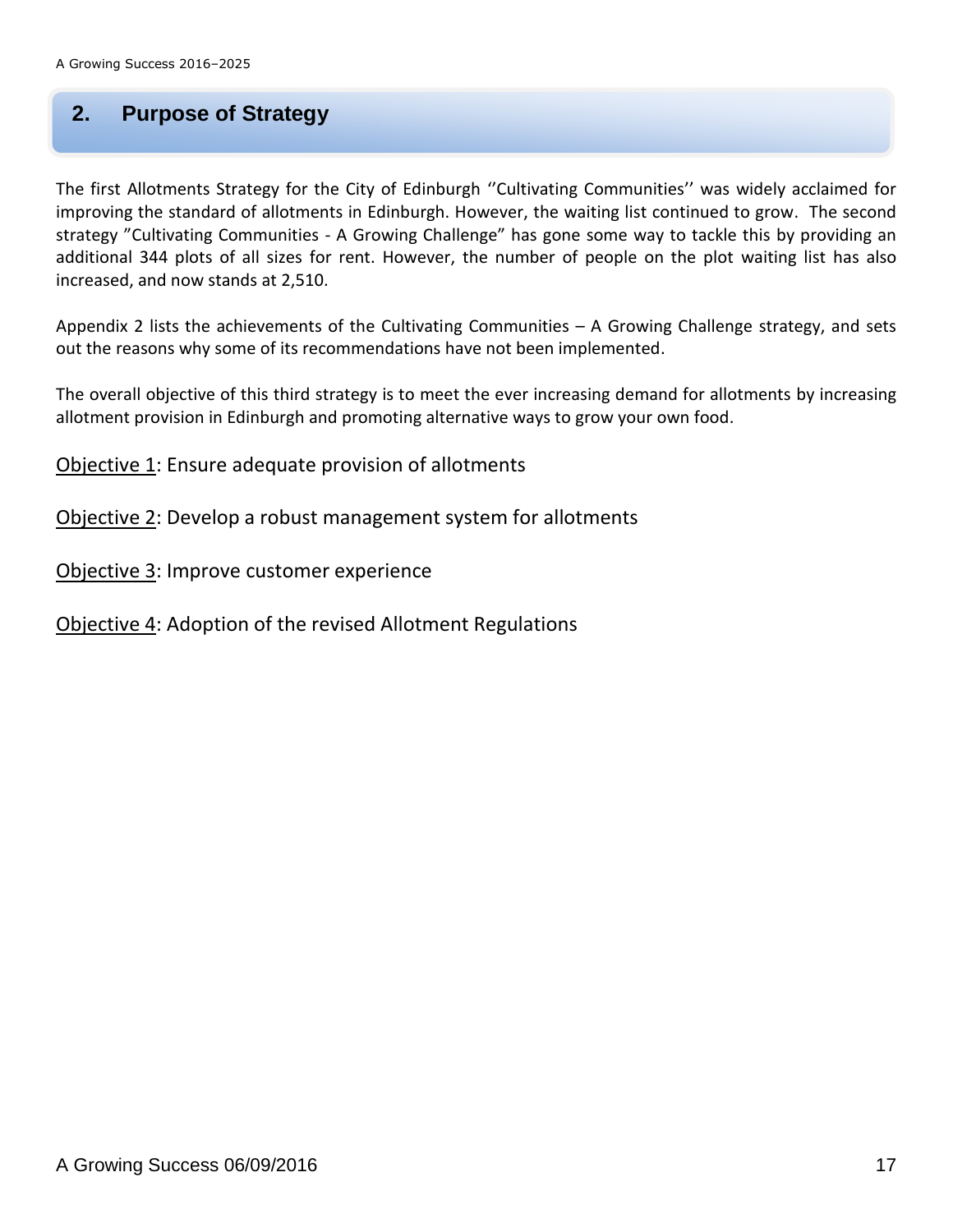## 2. Purpose of Strategy

The first Allotments Strategy for the City of Edinburgh ''Cultivating Communities'' was widely acclaimed for improving the standard of allotments in Edinburgh. However, the waiting list continued to grow. The second strategy "Cultivating Communities - A Growing Challenge" has gone some way to tackle this by providing an additional 344 plots of all sizes for rent. However, the number of people on the plot waiting list has also increased, and now stands at 2,510.

Appendix 2 lists the achievements of the Cultivating Communities – A Growing Challenge strategy, and sets out the reasons why some of its recommendations have not been implemented.

The overall objective of this third strategy is to meet the ever increasing demand for allotments by increasing allotment provision in Edinburgh and promoting alternative ways to grow your own food.

<u>Objective 1</u>: Ensure adequate provision of allotments

<u>Objective 2</u>: Develop a robust management system for allotments

<u>Objective 3</u>: Improve customer experience

<u>Objective 4</u>: Adoption of the revised Allotment Regulations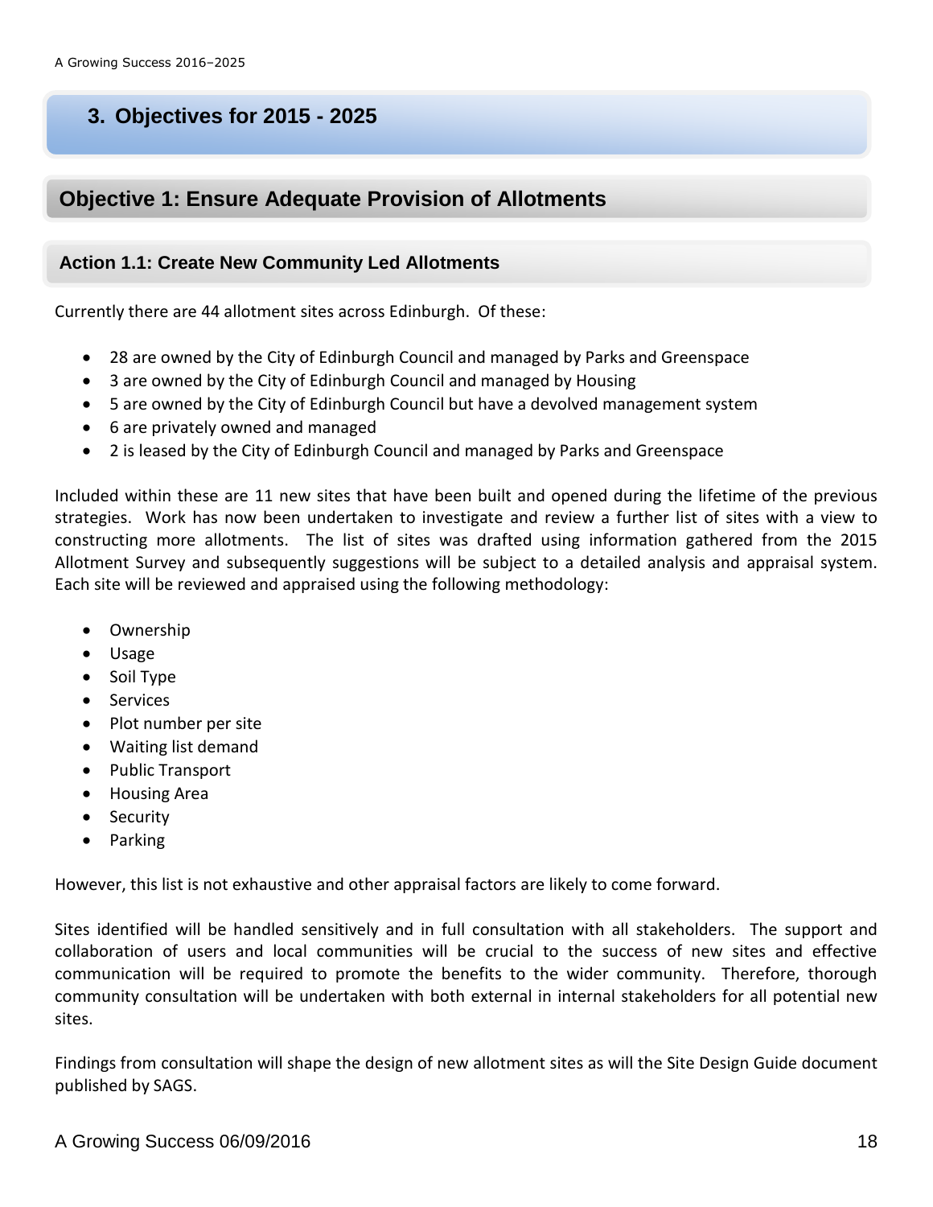## 3. Objectives for 2015 - 2025

### Objective 1: Ensure Adequate Provision of Allotments

#### Action 1.1: Create New Community Led Allotments

Currently there are 44 allotment sites across Edinburgh. Of these:

- 28 are owned by the City of Edinburgh Council and managed by Parks and Greenspace
- 3 are owned by the City of Edinburgh Council and managed by Housing
- 5 are owned by the City of Edinburgh Council but have a devolved management system
- 6 are privately owned and managed
- 2 is leased by the City of Edinburgh Council and managed by Parks and Greenspace

Included within these are 11 new sites that have been built and opened during the lifetime of the previous strategies. Work has now been undertaken to investigate and review a further list of sites with a view to constructing more allotments. The list of sites was drafted using information gathered from the 2015 Allotment Survey and subsequently suggestions will be subject to a detailed analysis and appraisal system. Each site will be reviewed and appraised using the following methodology:

- Ownership
- Usage
- Soil Type
- Services
- Plot number per site
- Waiting list demand
- Public Transport
- Housing Area
- Security
- Parking

However, this list is not exhaustive and other appraisal factors are likely to come forward.

Sites identified will be handled sensitively and in full consultation with all stakeholders. The support and collaboration of users and local communities will be crucial to the success of new sites and effective communication will be required to promote the benefits to the wider community. Therefore, thorough community consultation will be undertaken with both external in internal stakeholders for all potential new sites.

Findings from consultation will shape the design of new allotment sites as will the Site Design Guide document published by SAGS.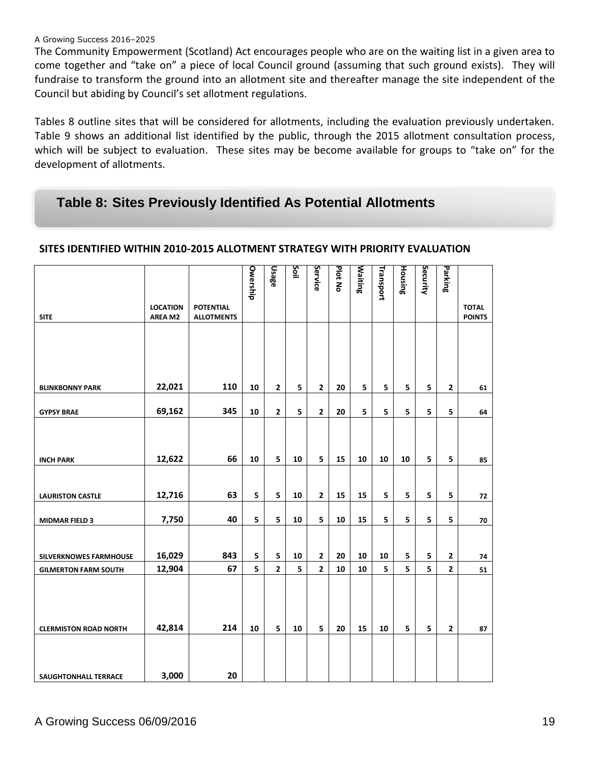The Community Empowerment (Scotland) Act encourages people who are on the waiting list in a given area to come together and "take on" a piece of local Council ground (assuming that such ground exists). They will fundraise to transform the ground into an allotment site and thereafter manage the site independent of the Council but abiding by Council's set allotment regulations.

Tables 8 outline sites that will be considered for allotments, including the evaluation previously undertaken. Table 9 shows an additional list identified by the public, through the 2015 allotment consultation process, which will be subject to evaluation. These sites may be become available for groups to "take on" for the development of allotments.

## Table 8: Sites Previously Identified As Potential Allotments

**SITES IDENTIFIED WITHIN 2010-2015 ALLOTMENT STRATEGY WITH PRIORITY EVALUATION**

| SITE | LOCATION AREA M2 | POTENTIAL ALLOTMENTS | Owership | Usage | Soil | Service | Plot No | Waiting | Transport | Housing | Security | Parking | TOTAL POINTS |
|---|---|---|---|---|---|---|---|---|---|---|---|---|---|
| BLINKBONNY PARK | 22,021 | 110 | 10 | 2 | 5 | 2 | 20 | 5 | 5 | 5 | 5 | 2 | 61 |
| GYPSY BRAE | 69,162 | 345 | 10 | 2 | 5 | 2 | 20 | 5 | 5 | 5 | 5 | 5 | 64 |
| INCH PARK | 12,622 | 66 | 10 | 5 | 10 | 5 | 15 | 10 | 10 | 10 | 5 | 5 | 85 |
| LAURISTON CASTLE | 12,716 | 63 | 5 | 5 | 10 | 2 | 15 | 15 | 5 | 5 | 5 | 5 | 72 |
| MIDMAR FIELD 3 | 7,750 | 40 | 5 | 5 | 10 | 5 | 10 | 15 | 5 | 5 | 5 | 5 | 70 |
| SILVERKNOWES FARMHOUSE | 16,029 | 843 | 5 | 5 | 10 | 2 | 20 | 10 | 10 | 5 | 5 | 2 | 74 |
| GILMERTON FARM SOUTH | 12,904 | 67 | 5 | 2 | 5 | 2 | 10 | 10 | 5 | 5 | 5 | 2 | 51 |
| CLERMISTON ROAD NORTH | 42,814 | 214 | 10 | 5 | 10 | 5 | 20 | 15 | 10 | 5 | 5 | 2 | 87 |
| SAUGHTONHALL TERRACE | 3,000 | 20 | | | | | | | | | | | |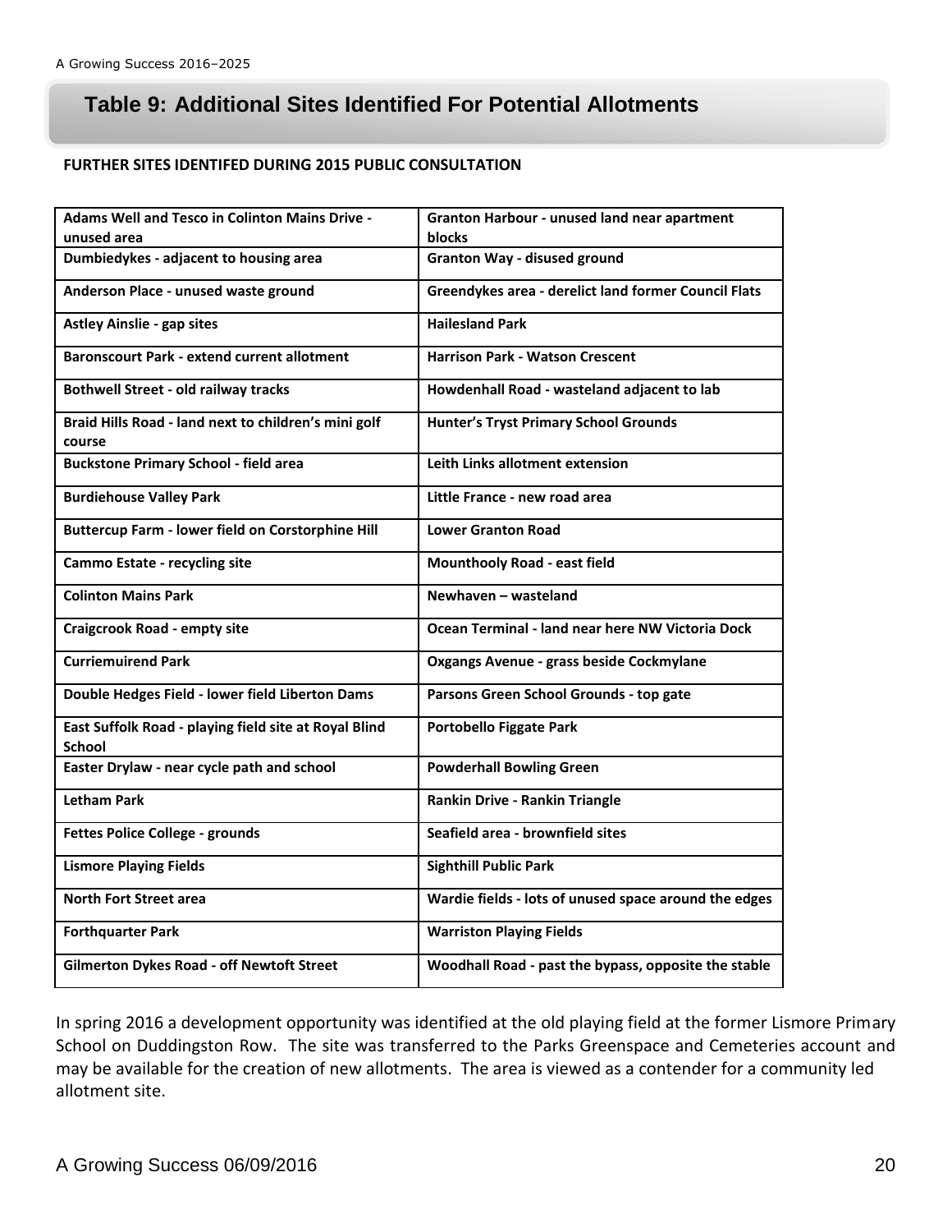## Table 9: Additional Sites Identified For Potential Allotments

**FURTHER SITES IDENTIFED DURING 2015 PUBLIC CONSULTATION**

| | |
|---|---|
| **Adams Well and Tesco in Colinton Mains Drive - unused area** | **Granton Harbour - unused land near apartment blocks** |
| **Dumbiedykes - adjacent to housing area** | **Granton Way - disused ground** |
| **Anderson Place - unused waste ground** | **Greendykes area - derelict land former Council Flats** |
| **Astley Ainslie - gap sites** | **Hailesland Park** |
| **Baronscourt Park - extend current allotment** | **Harrison Park - Watson Crescent** |
| **Bothwell Street - old railway tracks** | **Howdenhall Road - wasteland adjacent to lab** |
| **Braid Hills Road - land next to children's mini golf course** | **Hunter's Tryst Primary School Grounds** |
| **Buckstone Primary School - field area** | **Leith Links allotment extension** |
| **Burdiehouse Valley Park** | **Little France - new road area** |
| **Buttercup Farm - lower field on Corstorphine Hill** | **Lower Granton Road** |
| **Cammo Estate - recycling site** | **Mounthooly Road - east field** |
| **Colinton Mains Park** | **Newhaven – wasteland** |
| **Craigcrook Road - empty site** | **Ocean Terminal - land near here NW Victoria Dock** |
| **Curriemuirend Park** | **Oxgangs Avenue - grass beside Cockmylane** |
| **Double Hedges Field - lower field Liberton Dams** | **Parsons Green School Grounds - top gate** |
| **East Suffolk Road - playing field site at Royal Blind School** | **Portobello Figgate Park** |
| **Easter Drylaw - near cycle path and school** | **Powderhall Bowling Green** |
| **Letham Park** | **Rankin Drive - Rankin Triangle** |
| **Fettes Police College - grounds** | **Seafield area - brownfield sites** |
| **Lismore Playing Fields** | **Sighthill Public Park** |
| **North Fort Street area** | **Wardie fields - lots of unused space around the edges** |
| **Forthquarter Park** | **Warriston Playing Fields** |
| **Gilmerton Dykes Road - off Newtoft Street** | **Woodhall Road - past the bypass, opposite the stable** |

In spring 2016 a development opportunity was identified at the old playing field at the former Lismore Primary School on Duddingston Row. The site was transferred to the Parks Greenspace and Cemeteries account and may be available for the creation of new allotments. The area is viewed as a contender for a community led allotment site.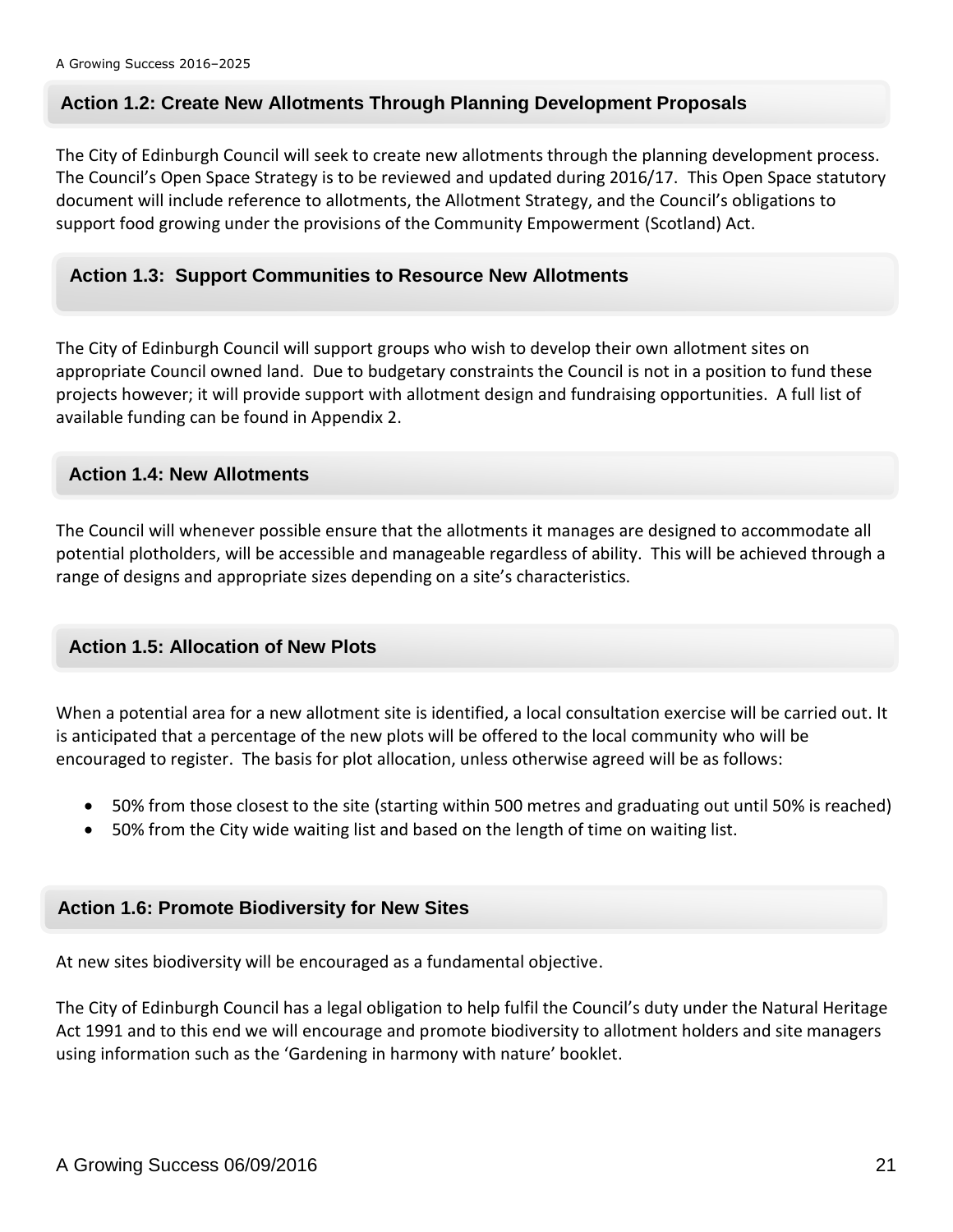### Action 1.2: Create New Allotments Through Planning Development Proposals

The City of Edinburgh Council will seek to create new allotments through the planning development process. The Council's Open Space Strategy is to be reviewed and updated during 2016/17. This Open Space statutory document will include reference to allotments, the Allotment Strategy, and the Council's obligations to support food growing under the provisions of the Community Empowerment (Scotland) Act.

### Action 1.3: Support Communities to Resource New Allotments

The City of Edinburgh Council will support groups who wish to develop their own allotment sites on appropriate Council owned land. Due to budgetary constraints the Council is not in a position to fund these projects however; it will provide support with allotment design and fundraising opportunities. A full list of available funding can be found in Appendix 2.

### Action 1.4: New Allotments

The Council will whenever possible ensure that the allotments it manages are designed to accommodate all potential plotholders, will be accessible and manageable regardless of ability. This will be achieved through a range of designs and appropriate sizes depending on a site's characteristics.

### Action 1.5: Allocation of New Plots

When a potential area for a new allotment site is identified, a local consultation exercise will be carried out. It is anticipated that a percentage of the new plots will be offered to the local community who will be encouraged to register. The basis for plot allocation, unless otherwise agreed will be as follows:

- 50% from those closest to the site (starting within 500 metres and graduating out until 50% is reached)
- 50% from the City wide waiting list and based on the length of time on waiting list.

### Action 1.6: Promote Biodiversity for New Sites

At new sites biodiversity will be encouraged as a fundamental objective.

The City of Edinburgh Council has a legal obligation to help fulfil the Council's duty under the Natural Heritage Act 1991 and to this end we will encourage and promote biodiversity to allotment holders and site managers using information such as the 'Gardening in harmony with nature' booklet.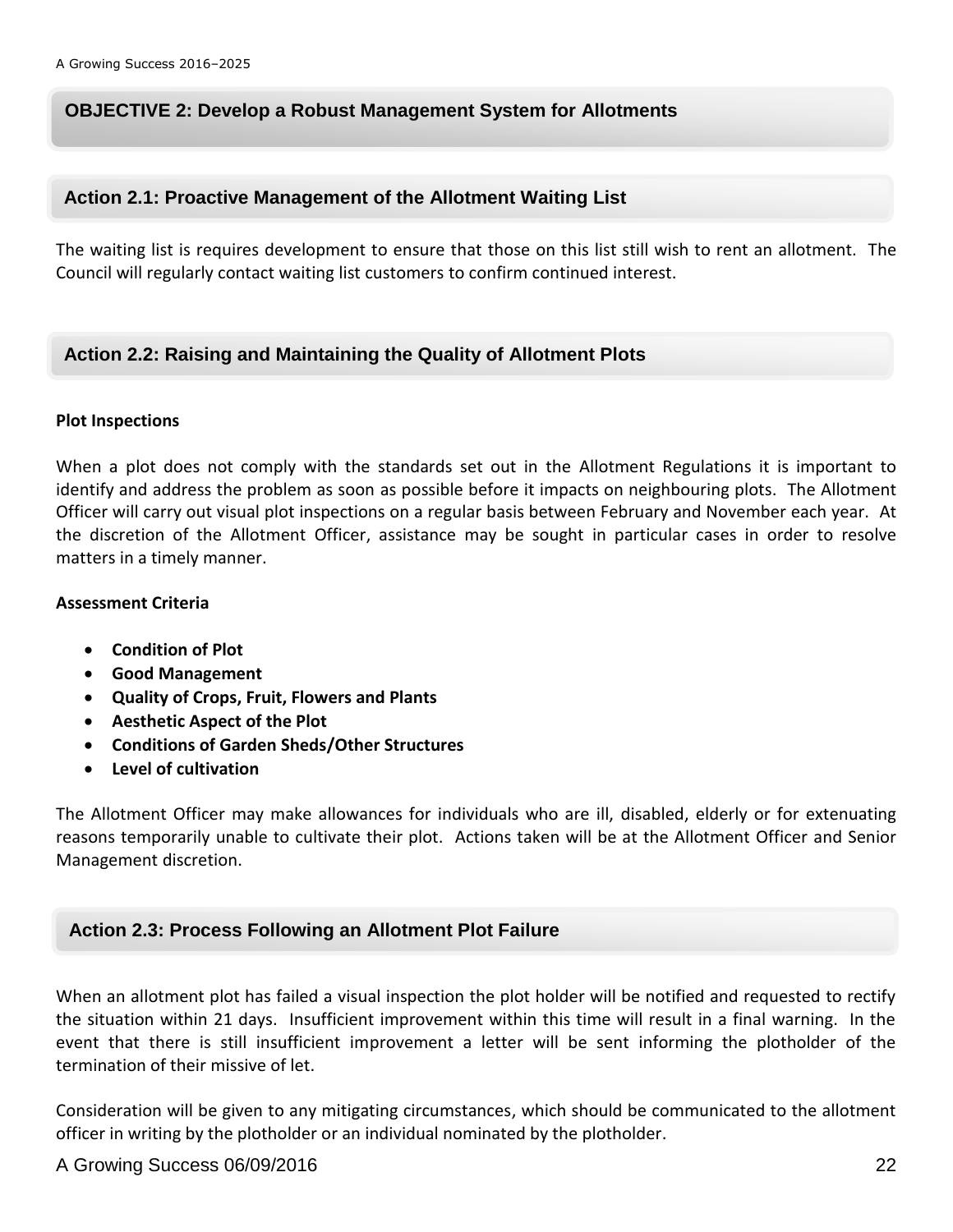## OBJECTIVE 2: Develop a Robust Management System for Allotments

### Action 2.1: Proactive Management of the Allotment Waiting List

The waiting list is requires development to ensure that those on this list still wish to rent an allotment. The Council will regularly contact waiting list customers to confirm continued interest.

### Action 2.2: Raising and Maintaining the Quality of Allotment Plots

**Plot Inspections**

When a plot does not comply with the standards set out in the Allotment Regulations it is important to identify and address the problem as soon as possible before it impacts on neighbouring plots. The Allotment Officer will carry out visual plot inspections on a regular basis between February and November each year. At the discretion of the Allotment Officer, assistance may be sought in particular cases in order to resolve matters in a timely manner.

**Assessment Criteria**

- **Condition of Plot**
- **Good Management**
- **Quality of Crops, Fruit, Flowers and Plants**
- **Aesthetic Aspect of the Plot**
- **Conditions of Garden Sheds/Other Structures**
- **Level of cultivation**

The Allotment Officer may make allowances for individuals who are ill, disabled, elderly or for extenuating reasons temporarily unable to cultivate their plot. Actions taken will be at the Allotment Officer and Senior Management discretion.

### Action 2.3: Process Following an Allotment Plot Failure

When an allotment plot has failed a visual inspection the plot holder will be notified and requested to rectify the situation within 21 days. Insufficient improvement within this time will result in a final warning. In the event that there is still insufficient improvement a letter will be sent informing the plotholder of the termination of their missive of let.

Consideration will be given to any mitigating circumstances, which should be communicated to the allotment officer in writing by the plotholder or an individual nominated by the plotholder.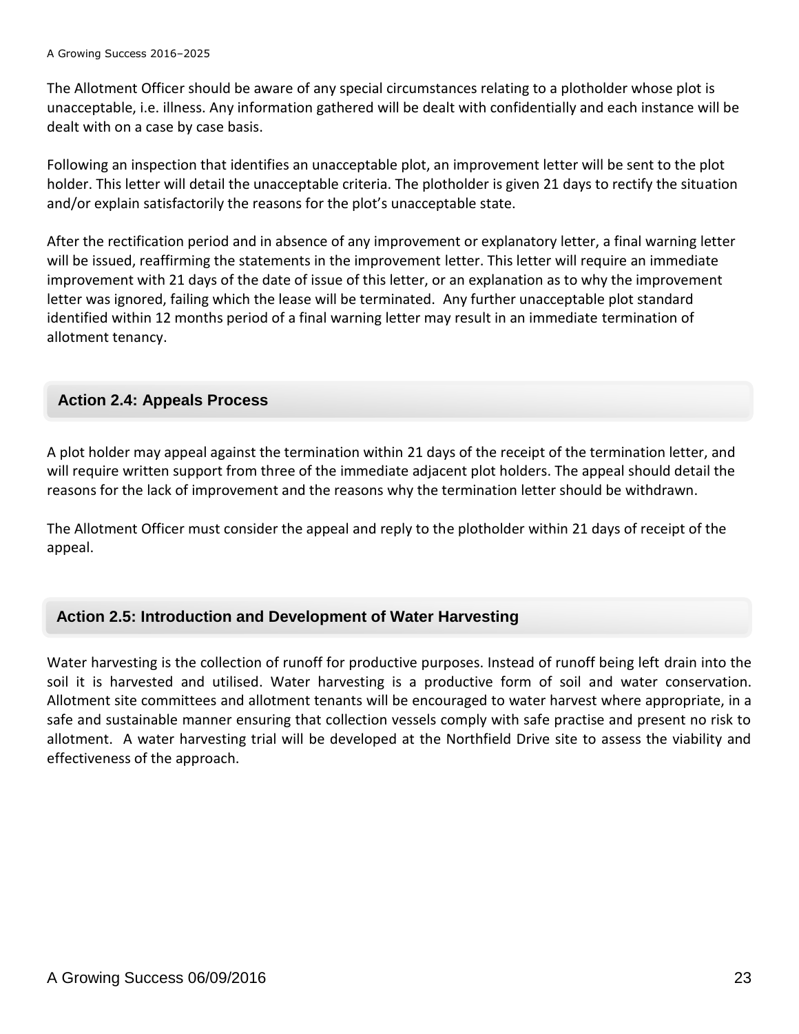The Allotment Officer should be aware of any special circumstances relating to a plotholder whose plot is unacceptable, i.e. illness. Any information gathered will be dealt with confidentially and each instance will be dealt with on a case by case basis.

Following an inspection that identifies an unacceptable plot, an improvement letter will be sent to the plot holder. This letter will detail the unacceptable criteria. The plotholder is given 21 days to rectify the situation and/or explain satisfactorily the reasons for the plot's unacceptable state.

After the rectification period and in absence of any improvement or explanatory letter, a final warning letter will be issued, reaffirming the statements in the improvement letter. This letter will require an immediate improvement with 21 days of the date of issue of this letter, or an explanation as to why the improvement letter was ignored, failing which the lease will be terminated. Any further unacceptable plot standard identified within 12 months period of a final warning letter may result in an immediate termination of allotment tenancy.

## Action 2.4: Appeals Process

A plot holder may appeal against the termination within 21 days of the receipt of the termination letter, and will require written support from three of the immediate adjacent plot holders. The appeal should detail the reasons for the lack of improvement and the reasons why the termination letter should be withdrawn.

The Allotment Officer must consider the appeal and reply to the plotholder within 21 days of receipt of the appeal.

## Action 2.5: Introduction and Development of Water Harvesting

Water harvesting is the collection of runoff for productive purposes. Instead of runoff being left drain into the soil it is harvested and utilised. Water harvesting is a productive form of soil and water conservation. Allotment site committees and allotment tenants will be encouraged to water harvest where appropriate, in a safe and sustainable manner ensuring that collection vessels comply with safe practise and present no risk to allotment. A water harvesting trial will be developed at the Northfield Drive site to assess the viability and effectiveness of the approach.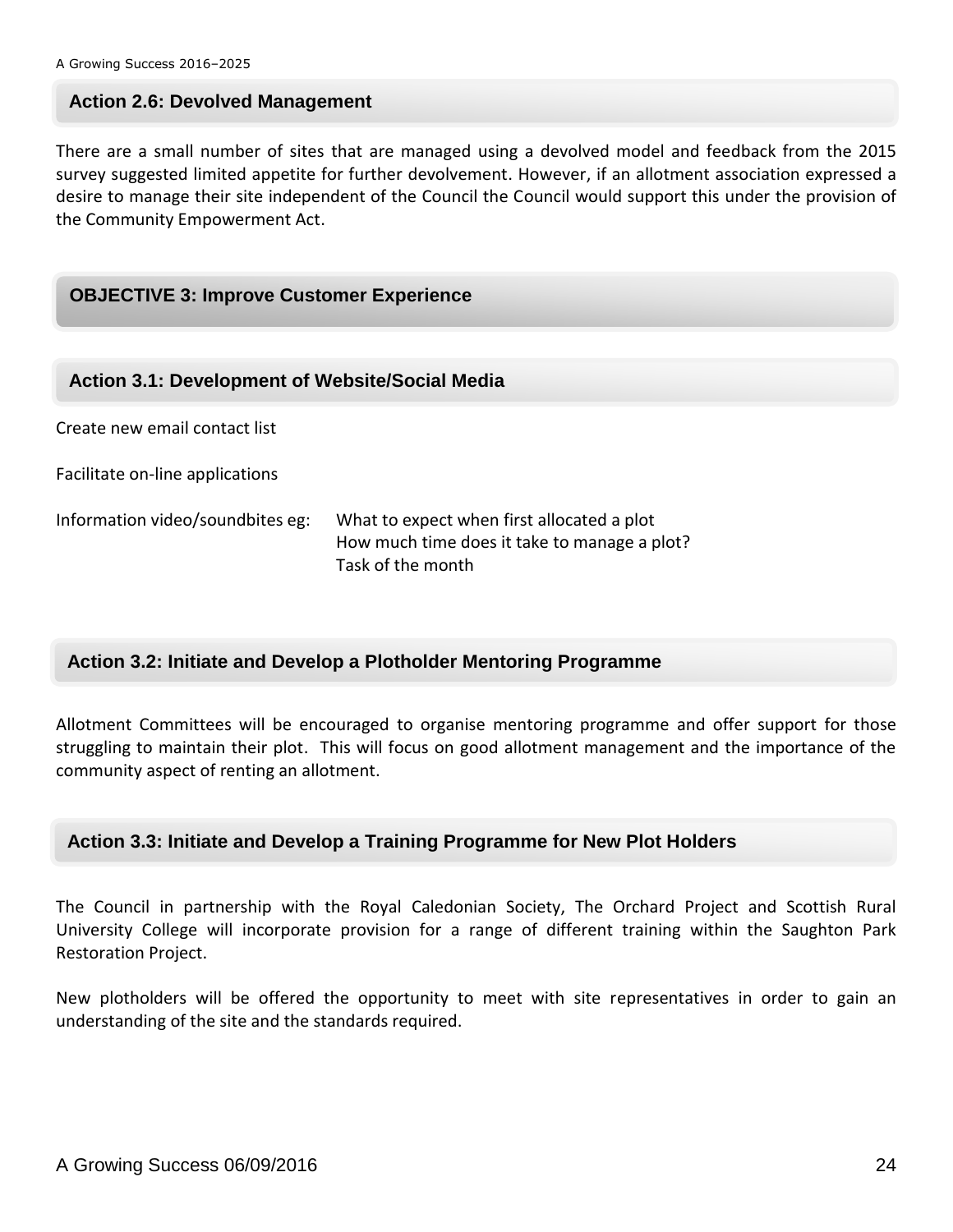### Action 2.6: Devolved Management

There are a small number of sites that are managed using a devolved model and feedback from the 2015 survey suggested limited appetite for further devolvement. However, if an allotment association expressed a desire to manage their site independent of the Council the Council would support this under the provision of the Community Empowerment Act.

## OBJECTIVE 3: Improve Customer Experience

### Action 3.1: Development of Website/Social Media

Create new email contact list

Facilitate on-line applications

Information video/soundbites eg:
- What to expect when first allocated a plot
- How much time does it take to manage a plot?
- Task of the month

### Action 3.2: Initiate and Develop a Plotholder Mentoring Programme

Allotment Committees will be encouraged to organise mentoring programme and offer support for those struggling to maintain their plot. This will focus on good allotment management and the importance of the community aspect of renting an allotment.

### Action 3.3: Initiate and Develop a Training Programme for New Plot Holders

The Council in partnership with the Royal Caledonian Society, The Orchard Project and Scottish Rural University College will incorporate provision for a range of different training within the Saughton Park Restoration Project.

New plotholders will be offered the opportunity to meet with site representatives in order to gain an understanding of the site and the standards required.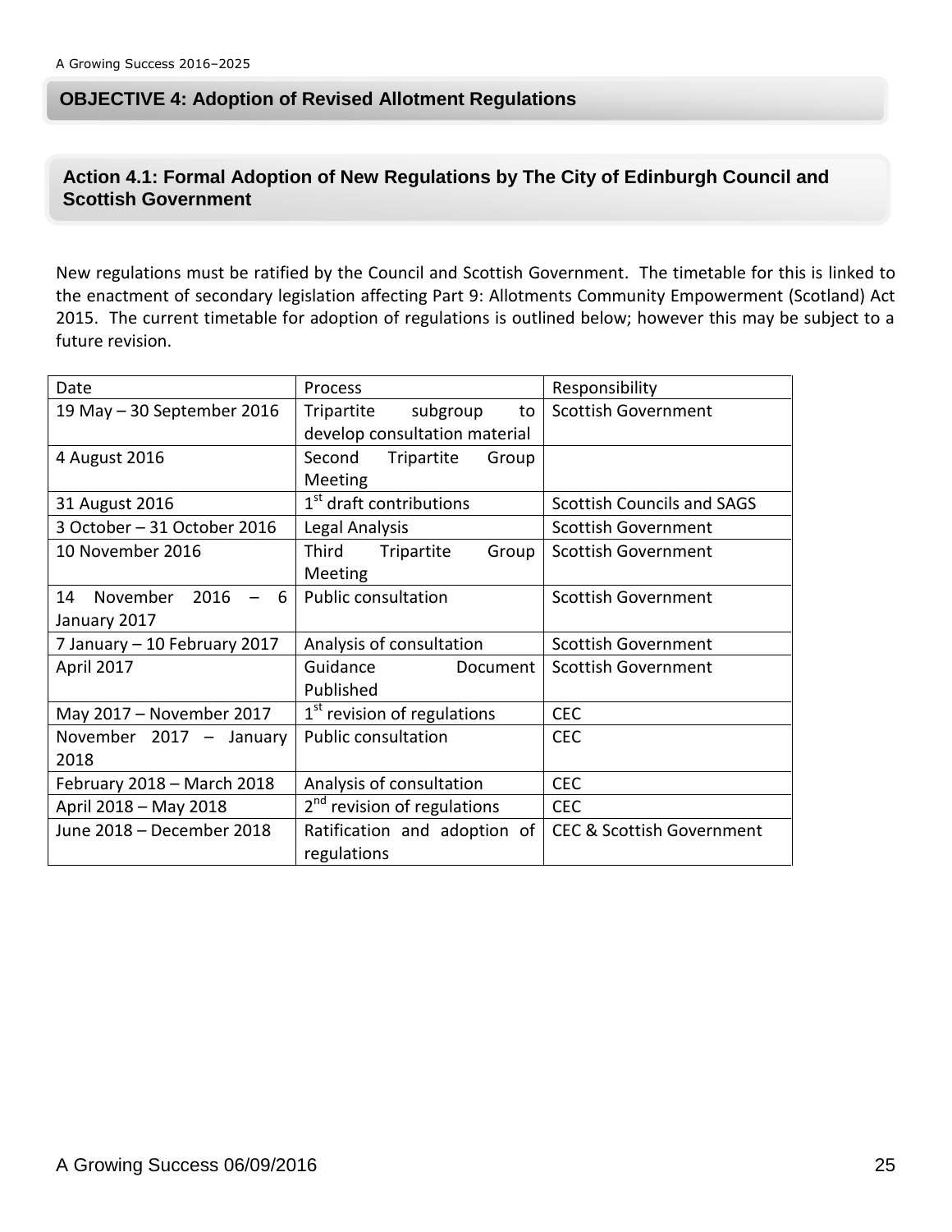## OBJECTIVE 4: Adoption of Revised Allotment Regulations

### Action 4.1: Formal Adoption of New Regulations by The City of Edinburgh Council and Scottish Government

New regulations must be ratified by the Council and Scottish Government. The timetable for this is linked to the enactment of secondary legislation affecting Part 9: Allotments Community Empowerment (Scotland) Act 2015. The current timetable for adoption of regulations is outlined below; however this may be subject to a future revision.

| Date | Process | Responsibility |
|---|---|---|
| 19 May – 30 September 2016 | Tripartite subgroup to develop consultation material | Scottish Government |
| 4 August 2016 | Second Tripartite Group Meeting | |
| 31 August 2016 | 1st draft contributions | Scottish Councils and SAGS |
| 3 October – 31 October 2016 | Legal Analysis | Scottish Government |
| 10 November 2016 | Third Tripartite Group Meeting | Scottish Government |
| 14 November 2016 – 6 January 2017 | Public consultation | Scottish Government |
| 7 January – 10 February 2017 | Analysis of consultation | Scottish Government |
| April 2017 | Guidance Document Published | Scottish Government |
| May 2017 – November 2017 | 1st revision of regulations | CEC |
| November 2017 – January 2018 | Public consultation | CEC |
| February 2018 – March 2018 | Analysis of consultation | CEC |
| April 2018 – May 2018 | 2nd revision of regulations | CEC |
| June 2018 – December 2018 | Ratification and adoption of regulations | CEC & Scottish Government |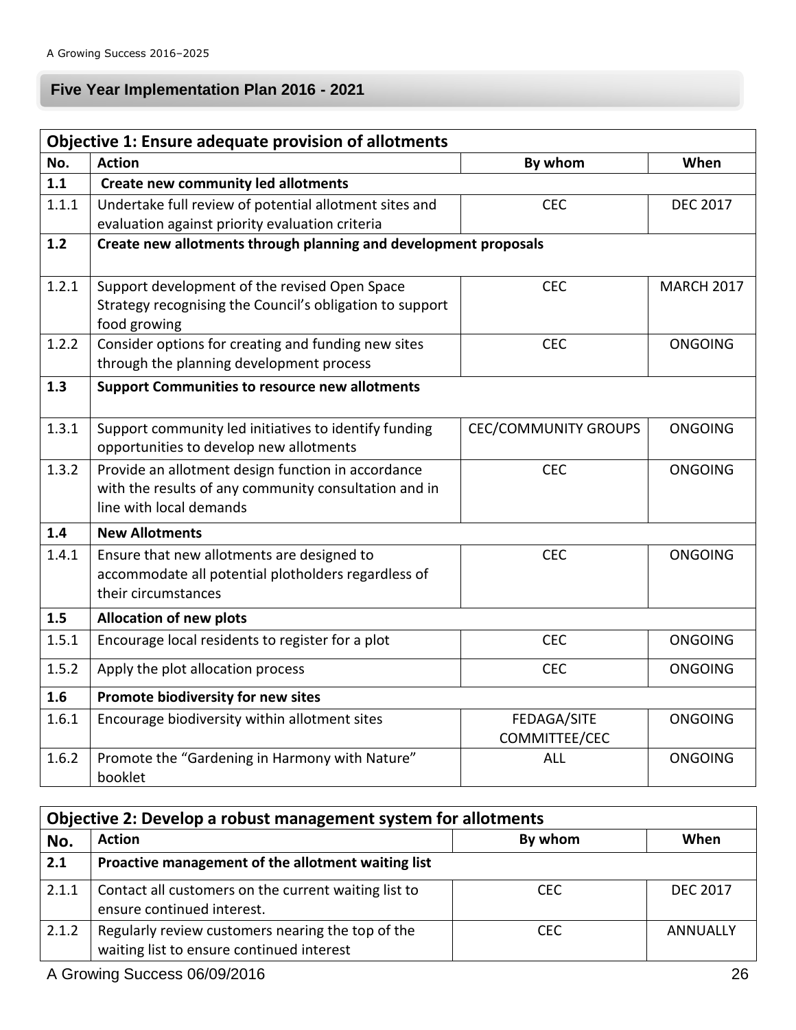## Five Year Implementation Plan 2016 - 2021

| **Objective 1: Ensure adequate provision of allotments** | | | |
|---|---|---|---|
| **No.** | **Action** | **By whom** | **When** |
| **1.1** | **Create new community led allotments** | | |
| 1.1.1 | Undertake full review of potential allotment sites and evaluation against priority evaluation criteria | CEC | DEC 2017 |
| **1.2** | **Create new allotments through planning and development proposals** | | |
| 1.2.1 | Support development of the revised Open Space Strategy recognising the Council's obligation to support food growing | CEC | MARCH 2017 |
| 1.2.2 | Consider options for creating and funding new sites through the planning development process | CEC | ONGOING |
| **1.3** | **Support Communities to resource new allotments** | | |
| 1.3.1 | Support community led initiatives to identify funding opportunities to develop new allotments | CEC/COMMUNITY GROUPS | ONGOING |
| 1.3.2 | Provide an allotment design function in accordance with the results of any community consultation and in line with local demands | CEC | ONGOING |
| **1.4** | **New Allotments** | | |
| 1.4.1 | Ensure that new allotments are designed to accommodate all potential plotholders regardless of their circumstances | CEC | ONGOING |
| **1.5** | **Allocation of new plots** | | |
| 1.5.1 | Encourage local residents to register for a plot | CEC | ONGOING |
| 1.5.2 | Apply the plot allocation process | CEC | ONGOING |
| **1.6** | **Promote biodiversity for new sites** | | |
| 1.6.1 | Encourage biodiversity within allotment sites | FEDAGA/SITE COMMITTEE/CEC | ONGOING |
| 1.6.2 | Promote the "Gardening in Harmony with Nature" booklet | ALL | ONGOING |

| **Objective 2: Develop a robust management system for allotments** | | | |
|---|---|---|---|
| **No.** | **Action** | **By whom** | **When** |
| **2.1** | **Proactive management of the allotment waiting list** | | |
| 2.1.1 | Contact all customers on the current waiting list to ensure continued interest. | CEC | DEC 2017 |
| 2.1.2 | Regularly review customers nearing the top of the waiting list to ensure continued interest | CEC | ANNUALLY |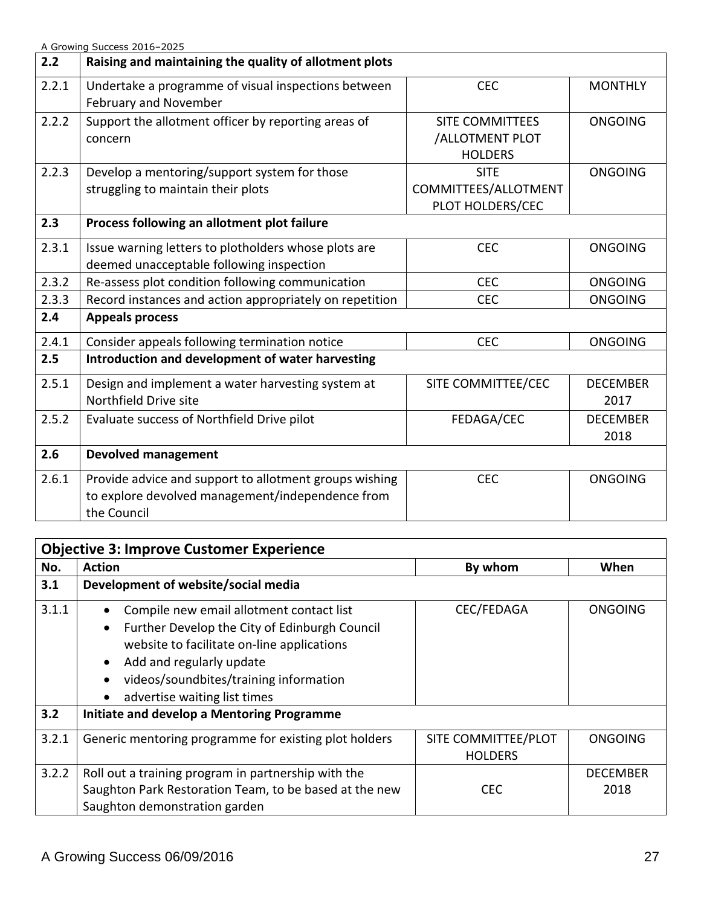| 2.2 | Raising and maintaining the quality of allotment plots | | |
|---|---|---|---|
| 2.2.1 | Undertake a programme of visual inspections between February and November | CEC | MONTHLY |
| 2.2.2 | Support the allotment officer by reporting areas of concern | SITE COMMITTEES /ALLOTMENT PLOT HOLDERS | ONGOING |
| 2.2.3 | Develop a mentoring/support system for those struggling to maintain their plots | SITE COMMITTEES/ALLOTMENT PLOT HOLDERS/CEC | ONGOING |
| **2.3** | **Process following an allotment plot failure** | | |
| 2.3.1 | Issue warning letters to plotholders whose plots are deemed unacceptable following inspection | CEC | ONGOING |
| 2.3.2 | Re-assess plot condition following communication | CEC | ONGOING |
| 2.3.3 | Record instances and action appropriately on repetition | CEC | ONGOING |
| **2.4** | **Appeals process** | | |
| 2.4.1 | Consider appeals following termination notice | CEC | ONGOING |
| **2.5** | **Introduction and development of water harvesting** | | |
| 2.5.1 | Design and implement a water harvesting system at Northfield Drive site | SITE COMMITTEE/CEC | DECEMBER 2017 |
| 2.5.2 | Evaluate success of Northfield Drive pilot | FEDAGA/CEC | DECEMBER 2018 |
| **2.6** | **Devolved management** | | |
| 2.6.1 | Provide advice and support to allotment groups wishing to explore devolved management/independence from the Council | CEC | ONGOING |

**Objective 3: Improve Customer Experience**

| No. | Action | By whom | When |
|---|---|---|---|
| **3.1** | **Development of website/social media** | | |
| 3.1.1 | • Compile new email allotment contact list<br>• Further Develop the City of Edinburgh Council website to facilitate on-line applications<br>• Add and regularly update<br>• videos/soundbites/training information<br>• advertise waiting list times | CEC/FEDAGA | ONGOING |
| **3.2** | **Initiate and develop a Mentoring Programme** | | |
| 3.2.1 | Generic mentoring programme for existing plot holders | SITE COMMITTEE/PLOT HOLDERS | ONGOING |
| 3.2.2 | Roll out a training program in partnership with the Saughton Park Restoration Team, to be based at the new Saughton demonstration garden | CEC | DECEMBER 2018 |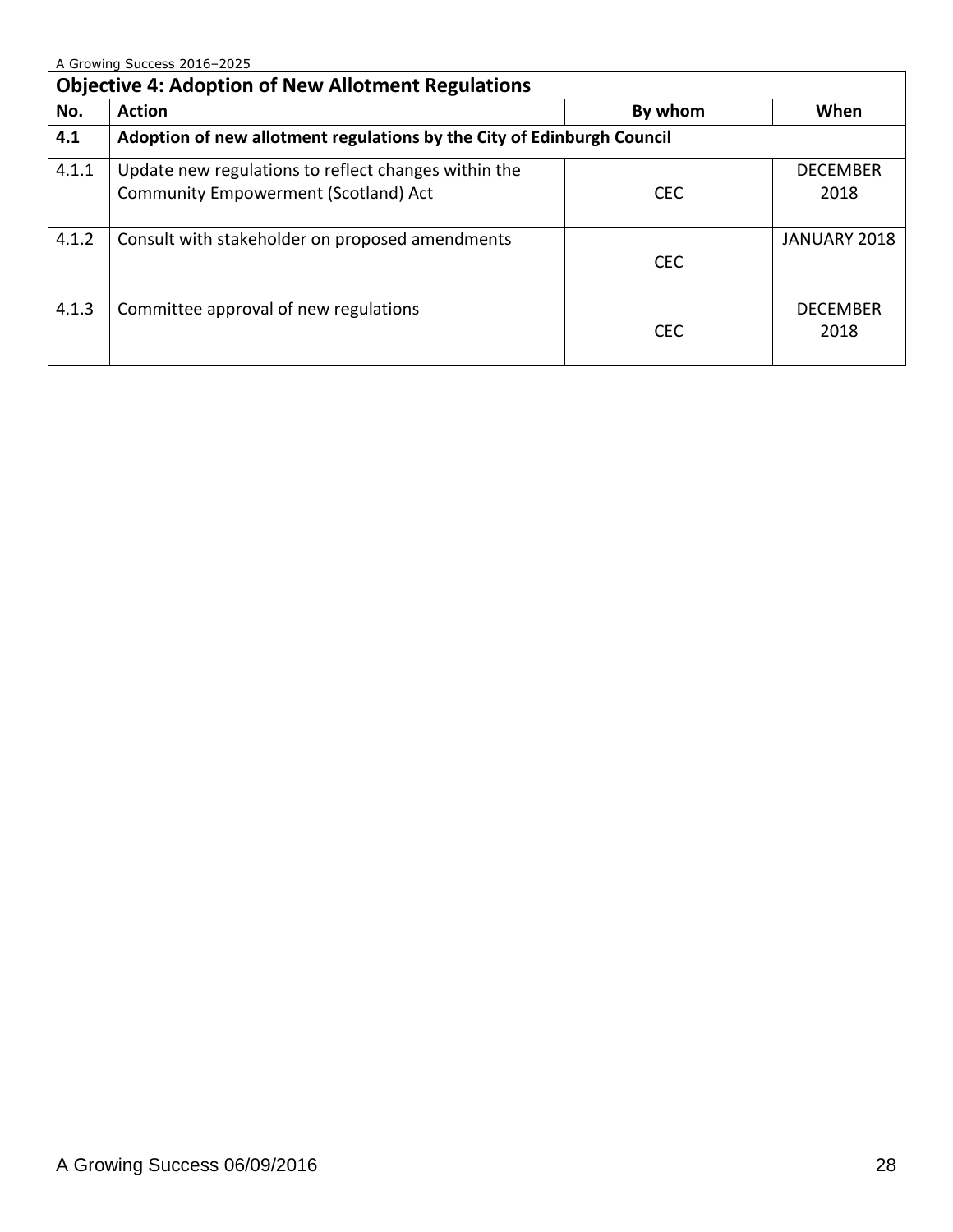| Objective 4: Adoption of New Allotment Regulations | | | |
|---|---|---|---|
| **No.** | **Action** | **By whom** | **When** |
| **4.1** | **Adoption of new allotment regulations by the City of Edinburgh Council** | | |
| 4.1.1 | Update new regulations to reflect changes within the Community Empowerment (Scotland) Act | CEC | DECEMBER 2018 |
| 4.1.2 | Consult with stakeholder on proposed amendments | CEC | JANUARY 2018 |
| 4.1.3 | Committee approval of new regulations | CEC | DECEMBER 2018 |